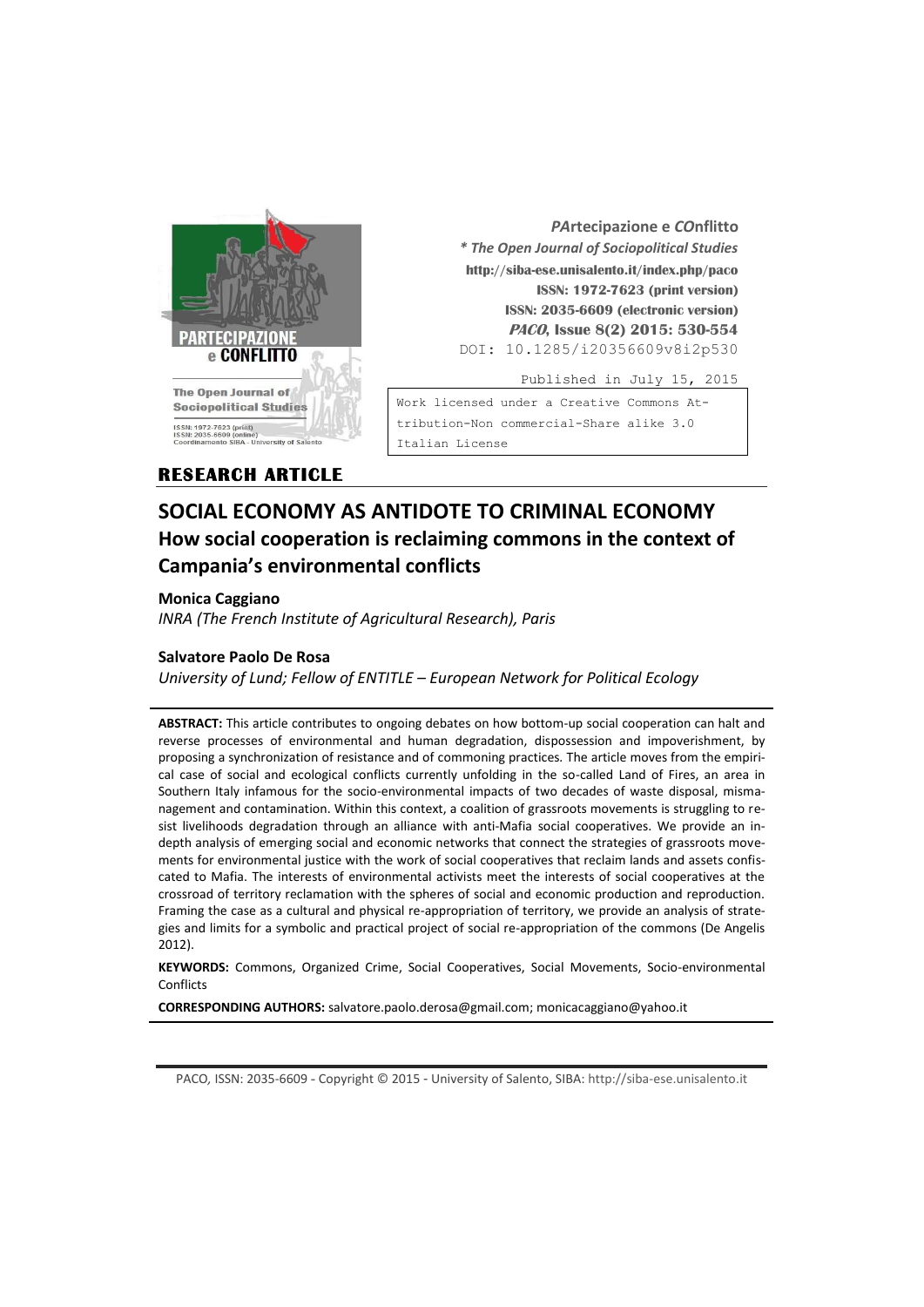*PArtecipazione e COnflitto*
*** The Open Journal of Sociopolitical Studies**
**http://siba-ese.unisalento.it/index.php/paco**
**ISSN: 1972-7623 (print version)**
**ISSN: 2035-6609 (electronic version)**
***PACO*, Issue 8(2) 2015: 530-554**
DOI: 10.1285/i20356609v8i2p530

Published in July 15, 2015

Work licensed under a Creative Commons Attribution-Non commercial-Share alike 3.0 Italian License

**RESEARCH ARTICLE**

# SOCIAL ECONOMY AS ANTIDOTE TO CRIMINAL ECONOMY

## How social cooperation is reclaiming commons in the context of Campania's environmental conflicts

**Monica Caggiano**
*INRA (The French Institute of Agricultural Research), Paris*

**Salvatore Paolo De Rosa**
*University of Lund; Fellow of ENTITLE – European Network for Political Ecology*

**ABSTRACT:** This article contributes to ongoing debates on how bottom-up social cooperation can halt and reverse processes of environmental and human degradation, dispossession and impoverishment, by proposing a synchronization of resistance and of commoning practices. The article moves from the empirical case of social and ecological conflicts currently unfolding in the so-called Land of Fires, an area in Southern Italy infamous for the socio-environmental impacts of two decades of waste disposal, mismanagement and contamination. Within this context, a coalition of grassroots movements is struggling to resist livelihoods degradation through an alliance with anti-Mafia social cooperatives. We provide an in-depth analysis of emerging social and economic networks that connect the strategies of grassroots movements for environmental justice with the work of social cooperatives that reclaim lands and assets confiscated to Mafia. The interests of environmental activists meet the interests of social cooperatives at the crossroad of territory reclamation with the spheres of social and economic production and reproduction. Framing the case as a cultural and physical re-appropriation of territory, we provide an analysis of strategies and limits for a symbolic and practical project of social re-appropriation of the commons (De Angelis 2012).

**KEYWORDS:** Commons, Organized Crime, Social Cooperatives, Social Movements, Socio-environmental Conflicts

**CORRESPONDING AUTHORS:** salvatore.paolo.derosa@gmail.com; monicacaggiano@yahoo.it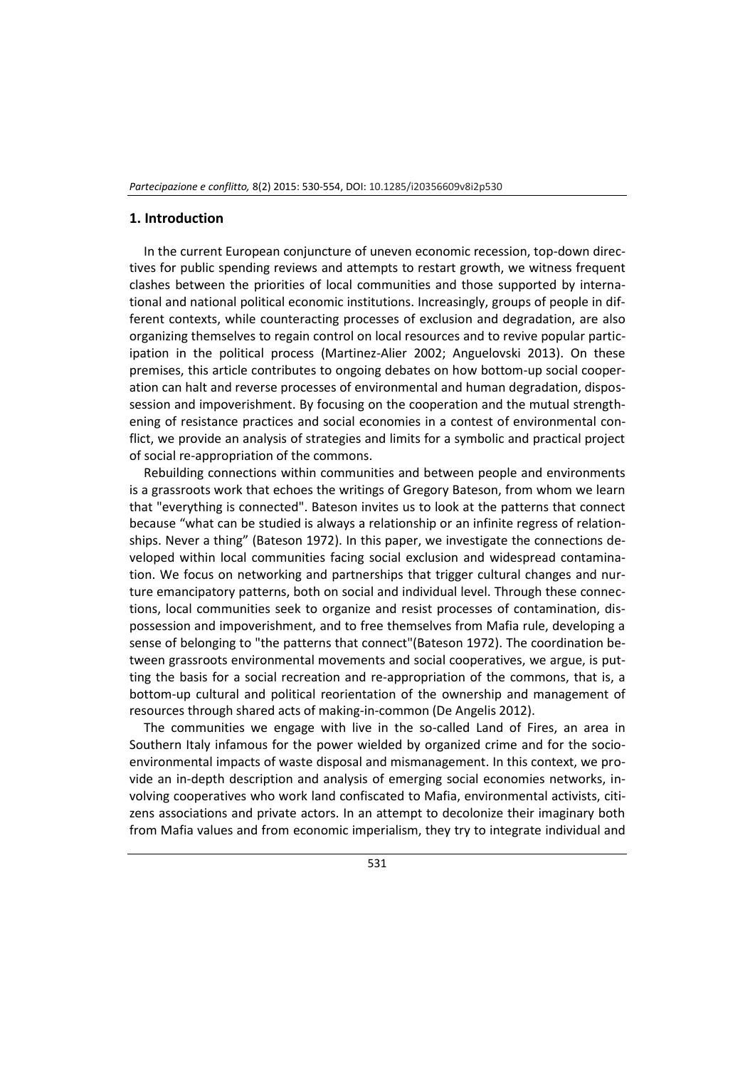## 1. Introduction

In the current European conjuncture of uneven economic recession, top-down directives for public spending reviews and attempts to restart growth, we witness frequent clashes between the priorities of local communities and those supported by international and national political economic institutions. Increasingly, groups of people in different contexts, while counteracting processes of exclusion and degradation, are also organizing themselves to regain control on local resources and to revive popular participation in the political process (Martinez-Alier 2002; Anguelovski 2013). On these premises, this article contributes to ongoing debates on how bottom-up social cooperation can halt and reverse processes of environmental and human degradation, dispossession and impoverishment. By focusing on the cooperation and the mutual strengthening of resistance practices and social economies in a contest of environmental conflict, we provide an analysis of strategies and limits for a symbolic and practical project of social re-appropriation of the commons.

Rebuilding connections within communities and between people and environments is a grassroots work that echoes the writings of Gregory Bateson, from whom we learn that "everything is connected". Bateson invites us to look at the patterns that connect because "what can be studied is always a relationship or an infinite regress of relationships. Never a thing" (Bateson 1972). In this paper, we investigate the connections developed within local communities facing social exclusion and widespread contamination. We focus on networking and partnerships that trigger cultural changes and nurture emancipatory patterns, both on social and individual level. Through these connections, local communities seek to organize and resist processes of contamination, dispossession and impoverishment, and to free themselves from Mafia rule, developing a sense of belonging to "the patterns that connect"(Bateson 1972). The coordination between grassroots environmental movements and social cooperatives, we argue, is putting the basis for a social recreation and re-appropriation of the commons, that is, a bottom-up cultural and political reorientation of the ownership and management of resources through shared acts of making-in-common (De Angelis 2012).

The communities we engage with live in the so-called Land of Fires, an area in Southern Italy infamous for the power wielded by organized crime and for the socio-environmental impacts of waste disposal and mismanagement. In this context, we provide an in-depth description and analysis of emerging social economies networks, involving cooperatives who work land confiscated to Mafia, environmental activists, citizens associations and private actors. In an attempt to decolonize their imaginary both from Mafia values and from economic imperialism, they try to integrate individual and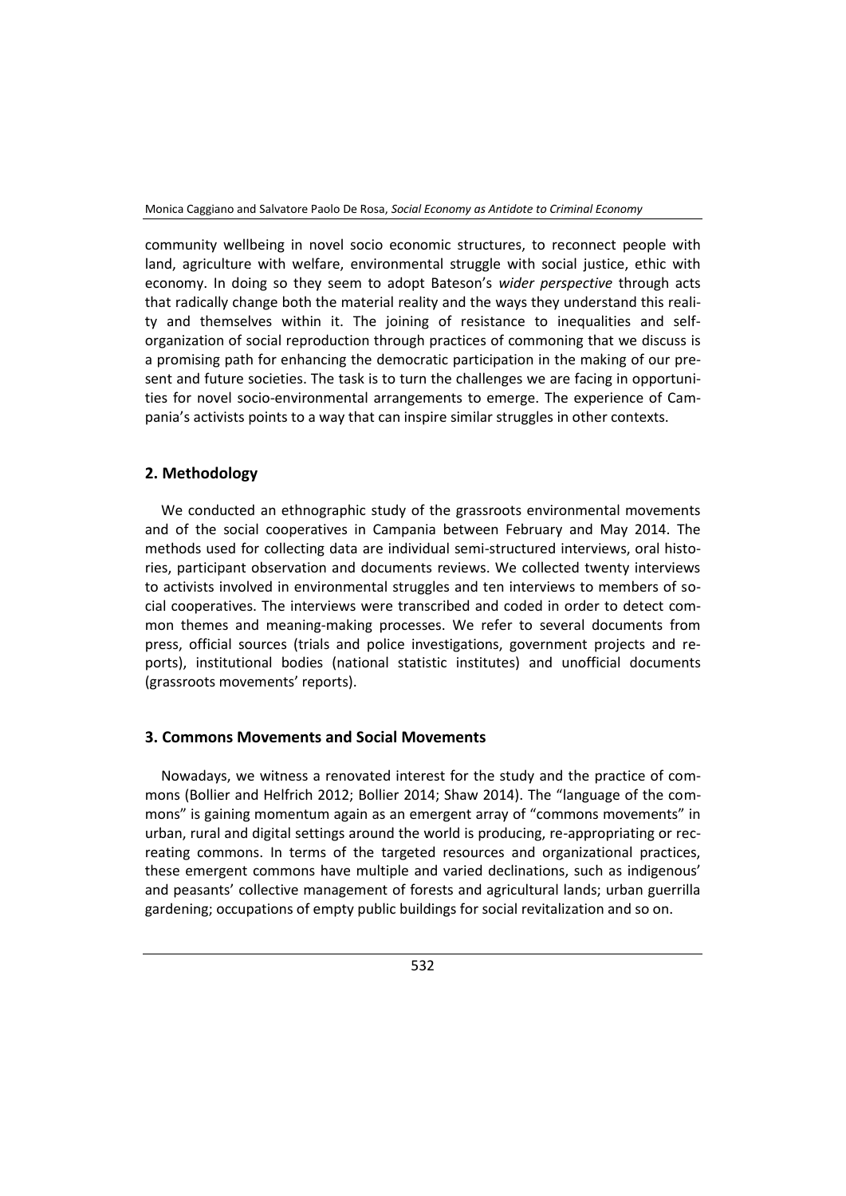community wellbeing in novel socio economic structures, to reconnect people with land, agriculture with welfare, environmental struggle with social justice, ethic with economy. In doing so they seem to adopt Bateson's *wider perspective* through acts that radically change both the material reality and the ways they understand this reality and themselves within it. The joining of resistance to inequalities and self-organization of social reproduction through practices of commoning that we discuss is a promising path for enhancing the democratic participation in the making of our present and future societies. The task is to turn the challenges we are facing in opportunities for novel socio-environmental arrangements to emerge. The experience of Campania's activists points to a way that can inspire similar struggles in other contexts.

## 2. Methodology

We conducted an ethnographic study of the grassroots environmental movements and of the social cooperatives in Campania between February and May 2014. The methods used for collecting data are individual semi-structured interviews, oral histories, participant observation and documents reviews. We collected twenty interviews to activists involved in environmental struggles and ten interviews to members of social cooperatives. The interviews were transcribed and coded in order to detect common themes and meaning-making processes. We refer to several documents from press, official sources (trials and police investigations, government projects and reports), institutional bodies (national statistic institutes) and unofficial documents (grassroots movements' reports).

## 3. Commons Movements and Social Movements

Nowadays, we witness a renovated interest for the study and the practice of commons (Bollier and Helfrich 2012; Bollier 2014; Shaw 2014). The "language of the commons" is gaining momentum again as an emergent array of "commons movements" in urban, rural and digital settings around the world is producing, re-appropriating or recreating commons. In terms of the targeted resources and organizational practices, these emergent commons have multiple and varied declinations, such as indigenous' and peasants' collective management of forests and agricultural lands; urban guerrilla gardening; occupations of empty public buildings for social revitalization and so on.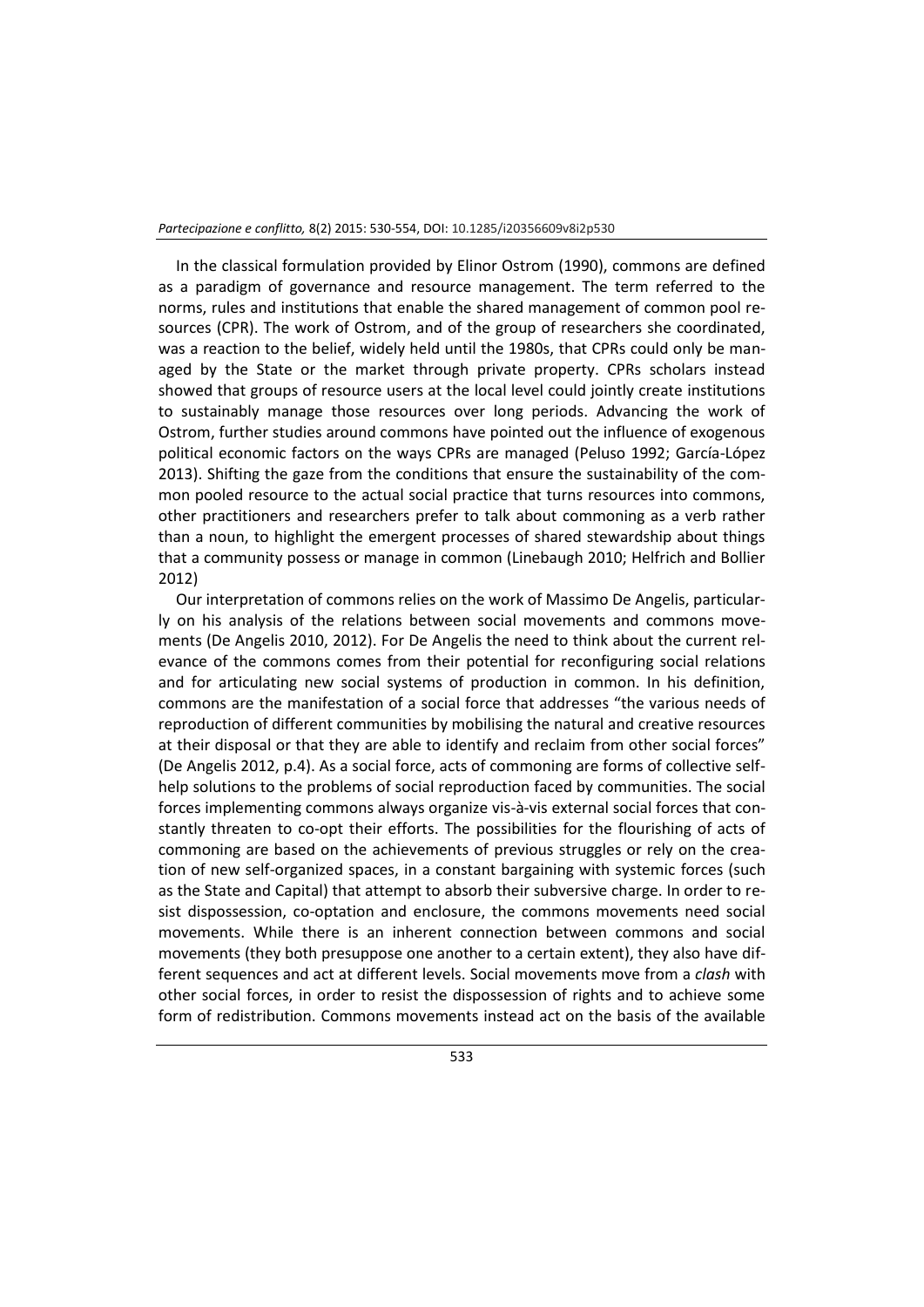In the classical formulation provided by Elinor Ostrom (1990), commons are defined as a paradigm of governance and resource management. The term referred to the norms, rules and institutions that enable the shared management of common pool resources (CPR). The work of Ostrom, and of the group of researchers she coordinated, was a reaction to the belief, widely held until the 1980s, that CPRs could only be managed by the State or the market through private property. CPRs scholars instead showed that groups of resource users at the local level could jointly create institutions to sustainably manage those resources over long periods. Advancing the work of Ostrom, further studies around commons have pointed out the influence of exogenous political economic factors on the ways CPRs are managed (Peluso 1992; García-López 2013). Shifting the gaze from the conditions that ensure the sustainability of the common pooled resource to the actual social practice that turns resources into commons, other practitioners and researchers prefer to talk about commoning as a verb rather than a noun, to highlight the emergent processes of shared stewardship about things that a community possess or manage in common (Linebaugh 2010; Helfrich and Bollier 2012)

Our interpretation of commons relies on the work of Massimo De Angelis, particularly on his analysis of the relations between social movements and commons movements (De Angelis 2010, 2012). For De Angelis the need to think about the current relevance of the commons comes from their potential for reconfiguring social relations and for articulating new social systems of production in common. In his definition, commons are the manifestation of a social force that addresses "the various needs of reproduction of different communities by mobilising the natural and creative resources at their disposal or that they are able to identify and reclaim from other social forces" (De Angelis 2012, p.4). As a social force, acts of commoning are forms of collective self-help solutions to the problems of social reproduction faced by communities. The social forces implementing commons always organize vis-à-vis external social forces that constantly threaten to co-opt their efforts. The possibilities for the flourishing of acts of commoning are based on the achievements of previous struggles or rely on the creation of new self-organized spaces, in a constant bargaining with systemic forces (such as the State and Capital) that attempt to absorb their subversive charge. In order to resist dispossession, co-optation and enclosure, the commons movements need social movements. While there is an inherent connection between commons and social movements (they both presuppose one another to a certain extent), they also have different sequences and act at different levels. Social movements move from a *clash* with other social forces, in order to resist the dispossession of rights and to achieve some form of redistribution. Commons movements instead act on the basis of the available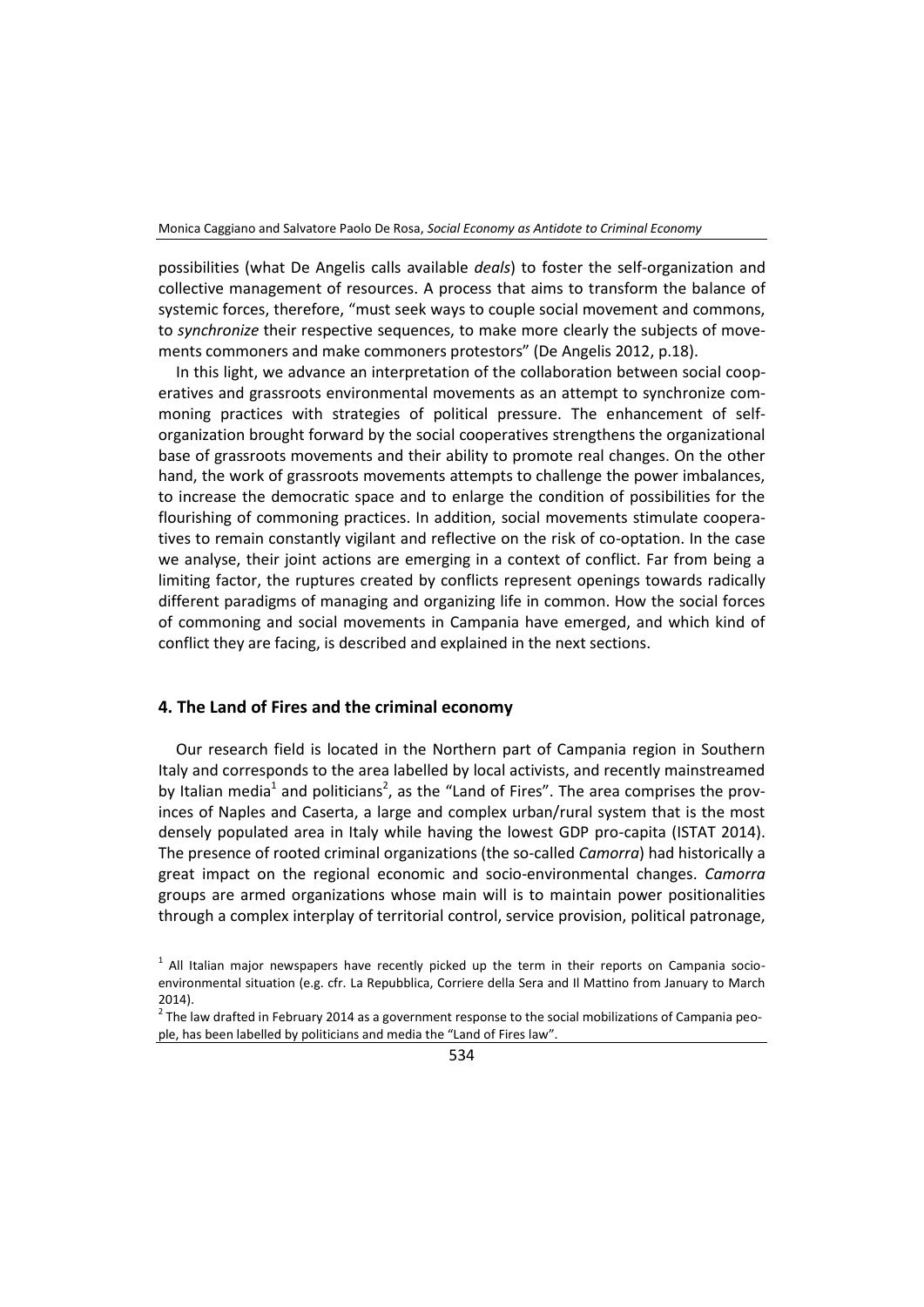possibilities (what De Angelis calls available *deals*) to foster the self-organization and collective management of resources. A process that aims to transform the balance of systemic forces, therefore, "must seek ways to couple social movement and commons, to *synchronize* their respective sequences, to make more clearly the subjects of movements commoners and make commoners protestors" (De Angelis 2012, p.18).

In this light, we advance an interpretation of the collaboration between social cooperatives and grassroots environmental movements as an attempt to synchronize commoning practices with strategies of political pressure. The enhancement of self-organization brought forward by the social cooperatives strengthens the organizational base of grassroots movements and their ability to promote real changes. On the other hand, the work of grassroots movements attempts to challenge the power imbalances, to increase the democratic space and to enlarge the condition of possibilities for the flourishing of commoning practices. In addition, social movements stimulate cooperatives to remain constantly vigilant and reflective on the risk of co-optation. In the case we analyse, their joint actions are emerging in a context of conflict. Far from being a limiting factor, the ruptures created by conflicts represent openings towards radically different paradigms of managing and organizing life in common. How the social forces of commoning and social movements in Campania have emerged, and which kind of conflict they are facing, is described and explained in the next sections.

## 4. The Land of Fires and the criminal economy

Our research field is located in the Northern part of Campania region in Southern Italy and corresponds to the area labelled by local activists, and recently mainstreamed by Italian media[1] and politicians[2], as the "Land of Fires". The area comprises the provinces of Naples and Caserta, a large and complex urban/rural system that is the most densely populated area in Italy while having the lowest GDP pro-capita (ISTAT 2014). The presence of rooted criminal organizations (the so-called *Camorra*) had historically a great impact on the regional economic and socio-environmental changes. *Camorra* groups are armed organizations whose main will is to maintain power positionalities through a complex interplay of territorial control, service provision, political patronage,

[1] All Italian major newspapers have recently picked up the term in their reports on Campania socio-environmental situation (e.g. cfr. La Repubblica, Corriere della Sera and Il Mattino from January to March 2014).

[2] The law drafted in February 2014 as a government response to the social mobilizations of Campania people, has been labelled by politicians and media the "Land of Fires law".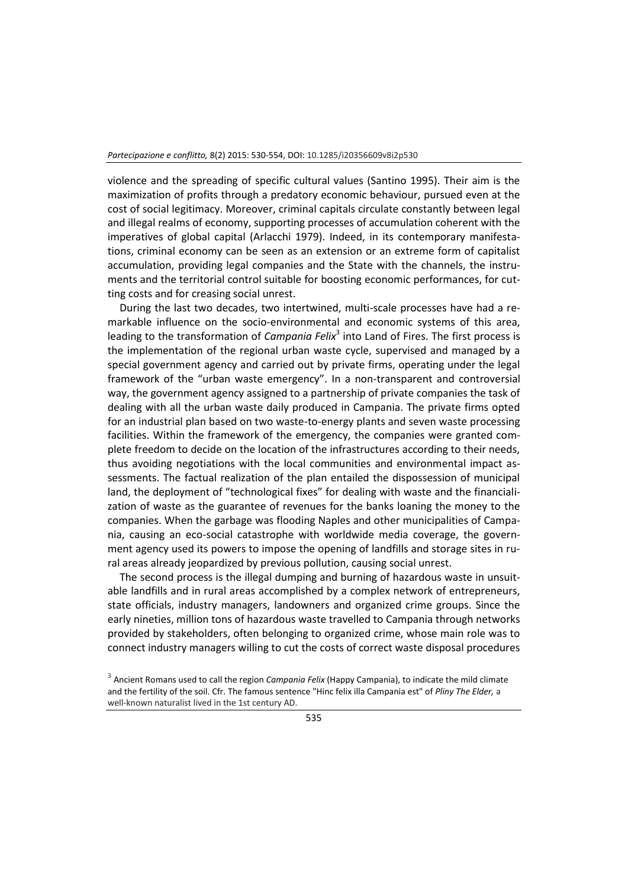violence and the spreading of specific cultural values (Santino 1995). Their aim is the maximization of profits through a predatory economic behaviour, pursued even at the cost of social legitimacy. Moreover, criminal capitals circulate constantly between legal and illegal realms of economy, supporting processes of accumulation coherent with the imperatives of global capital (Arlacchi 1979). Indeed, in its contemporary manifestations, criminal economy can be seen as an extension or an extreme form of capitalist accumulation, providing legal companies and the State with the channels, the instruments and the territorial control suitable for boosting economic performances, for cutting costs and for creasing social unrest.

During the last two decades, two intertwined, multi-scale processes have had a remarkable influence on the socio-environmental and economic systems of this area, leading to the transformation of *Campania Felix*[3] into Land of Fires. The first process is the implementation of the regional urban waste cycle, supervised and managed by a special government agency and carried out by private firms, operating under the legal framework of the "urban waste emergency". In a non-transparent and controversial way, the government agency assigned to a partnership of private companies the task of dealing with all the urban waste daily produced in Campania. The private firms opted for an industrial plan based on two waste-to-energy plants and seven waste processing facilities. Within the framework of the emergency, the companies were granted complete freedom to decide on the location of the infrastructures according to their needs, thus avoiding negotiations with the local communities and environmental impact assessments. The factual realization of the plan entailed the dispossession of municipal land, the deployment of "technological fixes" for dealing with waste and the financialization of waste as the guarantee of revenues for the banks loaning the money to the companies. When the garbage was flooding Naples and other municipalities of Campania, causing an eco-social catastrophe with worldwide media coverage, the government agency used its powers to impose the opening of landfills and storage sites in rural areas already jeopardized by previous pollution, causing social unrest.

The second process is the illegal dumping and burning of hazardous waste in unsuitable landfills and in rural areas accomplished by a complex network of entrepreneurs, state officials, industry managers, landowners and organized crime groups. Since the early nineties, million tons of hazardous waste travelled to Campania through networks provided by stakeholders, often belonging to organized crime, whose main role was to connect industry managers willing to cut the costs of correct waste disposal procedures

[3] Ancient Romans used to call the region *Campania Felix* (Happy Campania), to indicate the mild climate and the fertility of the soil. Cfr. The famous sentence "Hinc felix illa Campania est" of *Pliny The Elder,* a well-known naturalist lived in the 1st century AD.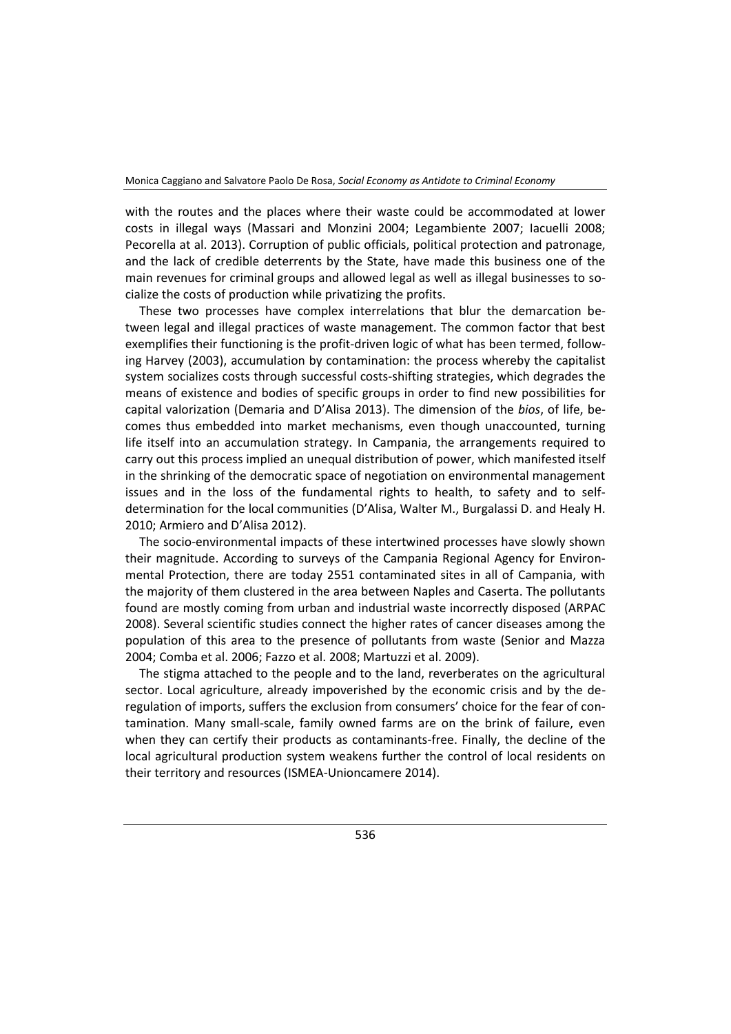with the routes and the places where their waste could be accommodated at lower costs in illegal ways (Massari and Monzini 2004; Legambiente 2007; Iacuelli 2008; Pecorella at al. 2013). Corruption of public officials, political protection and patronage, and the lack of credible deterrents by the State, have made this business one of the main revenues for criminal groups and allowed legal as well as illegal businesses to socialize the costs of production while privatizing the profits.

These two processes have complex interrelations that blur the demarcation between legal and illegal practices of waste management. The common factor that best exemplifies their functioning is the profit-driven logic of what has been termed, following Harvey (2003), accumulation by contamination: the process whereby the capitalist system socializes costs through successful costs-shifting strategies, which degrades the means of existence and bodies of specific groups in order to find new possibilities for capital valorization (Demaria and D'Alisa 2013). The dimension of the *bios*, of life, becomes thus embedded into market mechanisms, even though unaccounted, turning life itself into an accumulation strategy. In Campania, the arrangements required to carry out this process implied an unequal distribution of power, which manifested itself in the shrinking of the democratic space of negotiation on environmental management issues and in the loss of the fundamental rights to health, to safety and to self-determination for the local communities (D'Alisa, Walter M., Burgalassi D. and Healy H. 2010; Armiero and D'Alisa 2012).

The socio-environmental impacts of these intertwined processes have slowly shown their magnitude. According to surveys of the Campania Regional Agency for Environmental Protection, there are today 2551 contaminated sites in all of Campania, with the majority of them clustered in the area between Naples and Caserta. The pollutants found are mostly coming from urban and industrial waste incorrectly disposed (ARPAC 2008). Several scientific studies connect the higher rates of cancer diseases among the population of this area to the presence of pollutants from waste (Senior and Mazza 2004; Comba et al. 2006; Fazzo et al. 2008; Martuzzi et al. 2009).

The stigma attached to the people and to the land, reverberates on the agricultural sector. Local agriculture, already impoverished by the economic crisis and by the deregulation of imports, suffers the exclusion from consumers' choice for the fear of contamination. Many small-scale, family owned farms are on the brink of failure, even when they can certify their products as contaminants-free. Finally, the decline of the local agricultural production system weakens further the control of local residents on their territory and resources (ISMEA-Unioncamere 2014).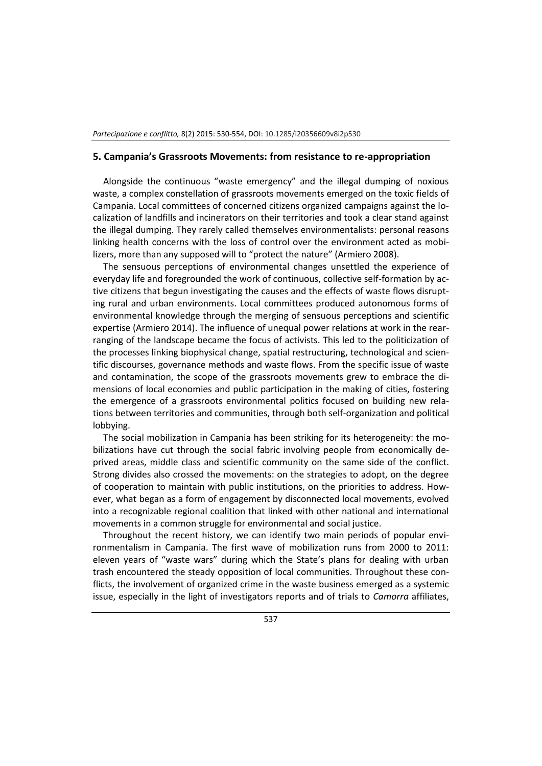## 5. Campania's Grassroots Movements: from resistance to re-appropriation

Alongside the continuous "waste emergency" and the illegal dumping of noxious waste, a complex constellation of grassroots movements emerged on the toxic fields of Campania. Local committees of concerned citizens organized campaigns against the localization of landfills and incinerators on their territories and took a clear stand against the illegal dumping. They rarely called themselves environmentalists: personal reasons linking health concerns with the loss of control over the environment acted as mobilizers, more than any supposed will to "protect the nature" (Armiero 2008).

The sensuous perceptions of environmental changes unsettled the experience of everyday life and foregrounded the work of continuous, collective self-formation by active citizens that begun investigating the causes and the effects of waste flows disrupting rural and urban environments. Local committees produced autonomous forms of environmental knowledge through the merging of sensuous perceptions and scientific expertise (Armiero 2014). The influence of unequal power relations at work in the rearranging of the landscape became the focus of activists. This led to the politicization of the processes linking biophysical change, spatial restructuring, technological and scientific discourses, governance methods and waste flows. From the specific issue of waste and contamination, the scope of the grassroots movements grew to embrace the dimensions of local economies and public participation in the making of cities, fostering the emergence of a grassroots environmental politics focused on building new relations between territories and communities, through both self-organization and political lobbying.

The social mobilization in Campania has been striking for its heterogeneity: the mobilizations have cut through the social fabric involving people from economically deprived areas, middle class and scientific community on the same side of the conflict. Strong divides also crossed the movements: on the strategies to adopt, on the degree of cooperation to maintain with public institutions, on the priorities to address. However, what began as a form of engagement by disconnected local movements, evolved into a recognizable regional coalition that linked with other national and international movements in a common struggle for environmental and social justice.

Throughout the recent history, we can identify two main periods of popular environmentalism in Campania. The first wave of mobilization runs from 2000 to 2011: eleven years of "waste wars" during which the State's plans for dealing with urban trash encountered the steady opposition of local communities. Throughout these conflicts, the involvement of organized crime in the waste business emerged as a systemic issue, especially in the light of investigators reports and of trials to *Camorra* affiliates,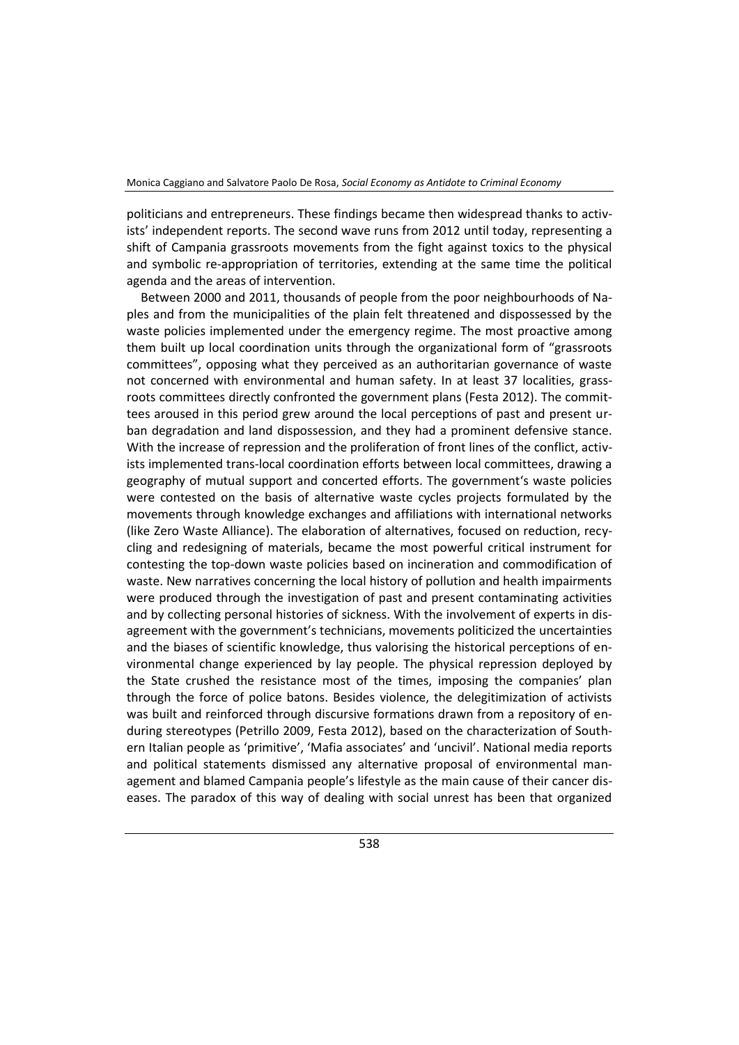politicians and entrepreneurs. These findings became then widespread thanks to activists' independent reports. The second wave runs from 2012 until today, representing a shift of Campania grassroots movements from the fight against toxics to the physical and symbolic re-appropriation of territories, extending at the same time the political agenda and the areas of intervention.

Between 2000 and 2011, thousands of people from the poor neighbourhoods of Naples and from the municipalities of the plain felt threatened and dispossessed by the waste policies implemented under the emergency regime. The most proactive among them built up local coordination units through the organizational form of "grassroots committees", opposing what they perceived as an authoritarian governance of waste not concerned with environmental and human safety. In at least 37 localities, grassroots committees directly confronted the government plans (Festa 2012). The committees aroused in this period grew around the local perceptions of past and present urban degradation and land dispossession, and they had a prominent defensive stance. With the increase of repression and the proliferation of front lines of the conflict, activists implemented trans-local coordination efforts between local committees, drawing a geography of mutual support and concerted efforts. The government's waste policies were contested on the basis of alternative waste cycles projects formulated by the movements through knowledge exchanges and affiliations with international networks (like Zero Waste Alliance). The elaboration of alternatives, focused on reduction, recycling and redesigning of materials, became the most powerful critical instrument for contesting the top-down waste policies based on incineration and commodification of waste. New narratives concerning the local history of pollution and health impairments were produced through the investigation of past and present contaminating activities and by collecting personal histories of sickness. With the involvement of experts in disagreement with the government's technicians, movements politicized the uncertainties and the biases of scientific knowledge, thus valorising the historical perceptions of environmental change experienced by lay people. The physical repression deployed by the State crushed the resistance most of the times, imposing the companies' plan through the force of police batons. Besides violence, the delegitimization of activists was built and reinforced through discursive formations drawn from a repository of enduring stereotypes (Petrillo 2009, Festa 2012), based on the characterization of Southern Italian people as 'primitive', 'Mafia associates' and 'uncivil'. National media reports and political statements dismissed any alternative proposal of environmental management and blamed Campania people's lifestyle as the main cause of their cancer diseases. The paradox of this way of dealing with social unrest has been that organized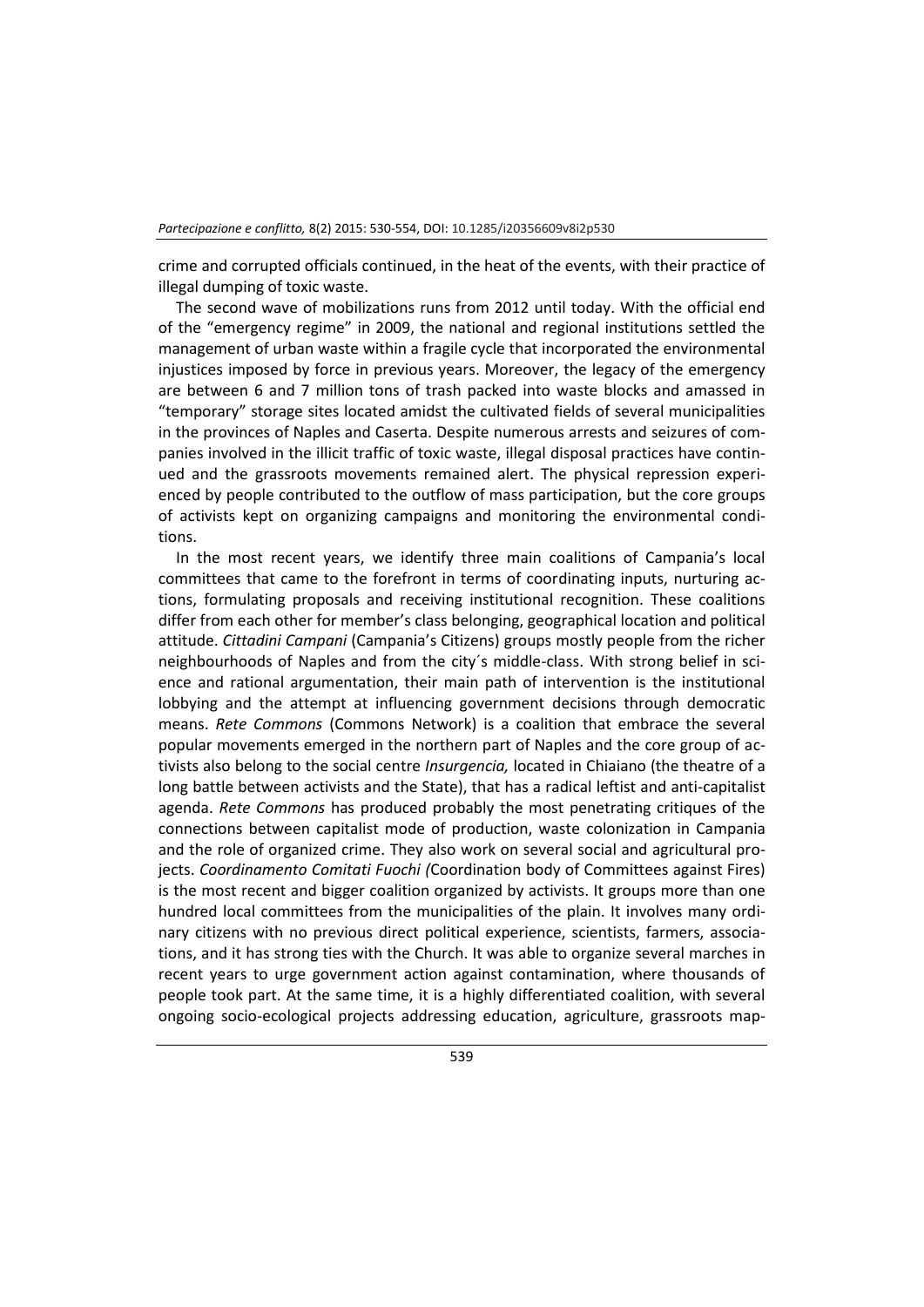crime and corrupted officials continued, in the heat of the events, with their practice of illegal dumping of toxic waste.

The second wave of mobilizations runs from 2012 until today. With the official end of the "emergency regime" in 2009, the national and regional institutions settled the management of urban waste within a fragile cycle that incorporated the environmental injustices imposed by force in previous years. Moreover, the legacy of the emergency are between 6 and 7 million tons of trash packed into waste blocks and amassed in "temporary" storage sites located amidst the cultivated fields of several municipalities in the provinces of Naples and Caserta. Despite numerous arrests and seizures of companies involved in the illicit traffic of toxic waste, illegal disposal practices have continued and the grassroots movements remained alert. The physical repression experienced by people contributed to the outflow of mass participation, but the core groups of activists kept on organizing campaigns and monitoring the environmental conditions.

In the most recent years, we identify three main coalitions of Campania's local committees that came to the forefront in terms of coordinating inputs, nurturing actions, formulating proposals and receiving institutional recognition. These coalitions differ from each other for member's class belonging, geographical location and political attitude. *Cittadini Campani* (Campania's Citizens) groups mostly people from the richer neighbourhoods of Naples and from the city´s middle-class. With strong belief in science and rational argumentation, their main path of intervention is the institutional lobbying and the attempt at influencing government decisions through democratic means. *Rete Commons* (Commons Network) is a coalition that embrace the several popular movements emerged in the northern part of Naples and the core group of activists also belong to the social centre *Insurgencia,* located in Chiaiano (the theatre of a long battle between activists and the State), that has a radical leftist and anti-capitalist agenda. *Rete Commons* has produced probably the most penetrating critiques of the connections between capitalist mode of production, waste colonization in Campania and the role of organized crime. They also work on several social and agricultural projects. *Coordinamento Comitati Fuochi (*Coordination body of Committees against Fires) is the most recent and bigger coalition organized by activists. It groups more than one hundred local committees from the municipalities of the plain. It involves many ordinary citizens with no previous direct political experience, scientists, farmers, associations, and it has strong ties with the Church. It was able to organize several marches in recent years to urge government action against contamination, where thousands of people took part. At the same time, it is a highly differentiated coalition, with several ongoing socio-ecological projects addressing education, agriculture, grassroots map-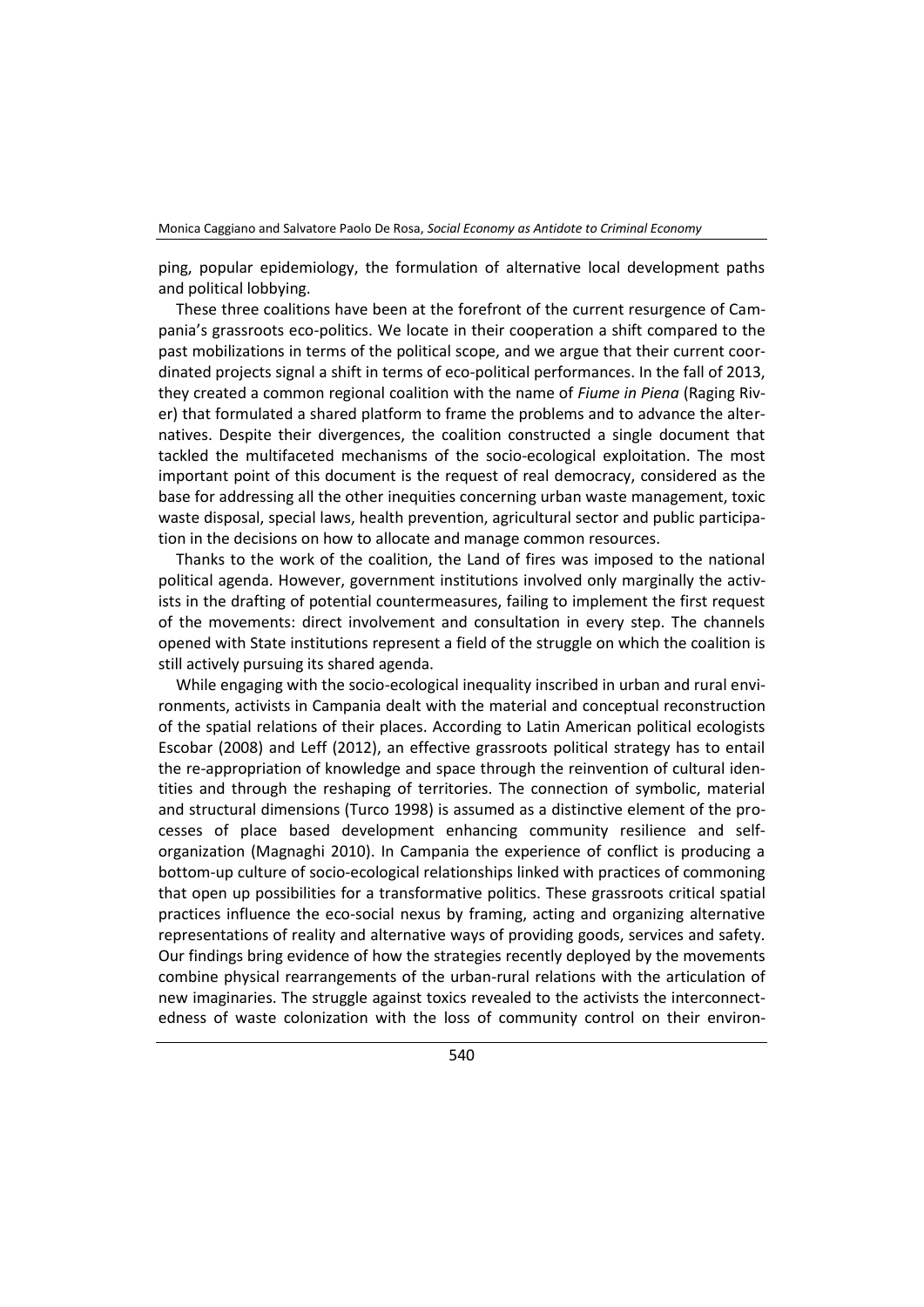ping, popular epidemiology, the formulation of alternative local development paths and political lobbying.

These three coalitions have been at the forefront of the current resurgence of Campania's grassroots eco-politics. We locate in their cooperation a shift compared to the past mobilizations in terms of the political scope, and we argue that their current coordinated projects signal a shift in terms of eco-political performances. In the fall of 2013, they created a common regional coalition with the name of *Fiume in Piena* (Raging River) that formulated a shared platform to frame the problems and to advance the alternatives. Despite their divergences, the coalition constructed a single document that tackled the multifaceted mechanisms of the socio-ecological exploitation. The most important point of this document is the request of real democracy, considered as the base for addressing all the other inequities concerning urban waste management, toxic waste disposal, special laws, health prevention, agricultural sector and public participation in the decisions on how to allocate and manage common resources.

Thanks to the work of the coalition, the Land of fires was imposed to the national political agenda. However, government institutions involved only marginally the activists in the drafting of potential countermeasures, failing to implement the first request of the movements: direct involvement and consultation in every step. The channels opened with State institutions represent a field of the struggle on which the coalition is still actively pursuing its shared agenda.

While engaging with the socio-ecological inequality inscribed in urban and rural environments, activists in Campania dealt with the material and conceptual reconstruction of the spatial relations of their places. According to Latin American political ecologists Escobar (2008) and Leff (2012), an effective grassroots political strategy has to entail the re-appropriation of knowledge and space through the reinvention of cultural identities and through the reshaping of territories. The connection of symbolic, material and structural dimensions (Turco 1998) is assumed as a distinctive element of the processes of place based development enhancing community resilience and self-organization (Magnaghi 2010). In Campania the experience of conflict is producing a bottom-up culture of socio-ecological relationships linked with practices of commoning that open up possibilities for a transformative politics. These grassroots critical spatial practices influence the eco-social nexus by framing, acting and organizing alternative representations of reality and alternative ways of providing goods, services and safety. Our findings bring evidence of how the strategies recently deployed by the movements combine physical rearrangements of the urban-rural relations with the articulation of new imaginaries. The struggle against toxics revealed to the activists the interconnectedness of waste colonization with the loss of community control on their environ-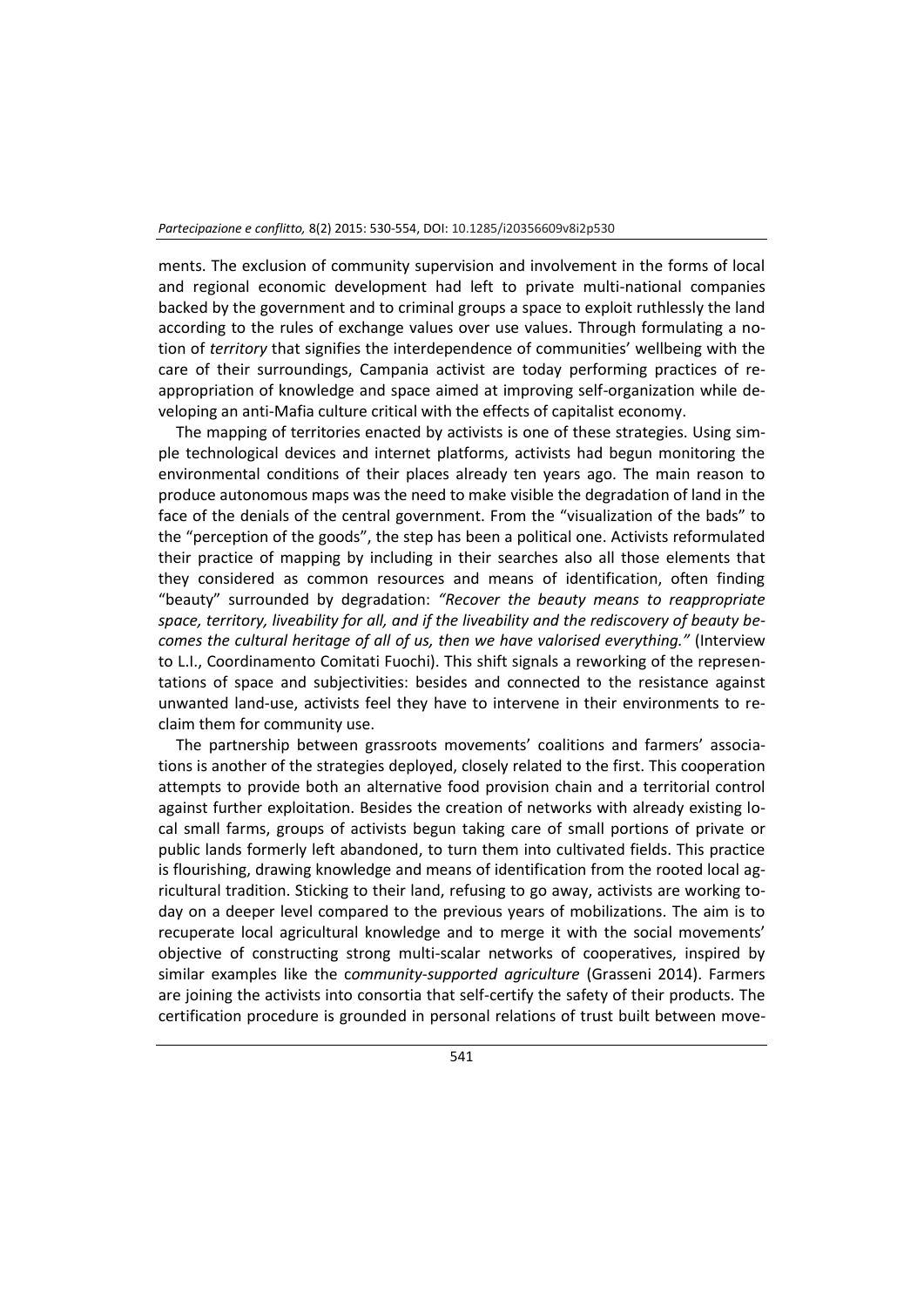ments. The exclusion of community supervision and involvement in the forms of local and regional economic development had left to private multi-national companies backed by the government and to criminal groups a space to exploit ruthlessly the land according to the rules of exchange values over use values. Through formulating a notion of *territory* that signifies the interdependence of communities' wellbeing with the care of their surroundings, Campania activist are today performing practices of reappropriation of knowledge and space aimed at improving self-organization while developing an anti-Mafia culture critical with the effects of capitalist economy.

The mapping of territories enacted by activists is one of these strategies. Using simple technological devices and internet platforms, activists had begun monitoring the environmental conditions of their places already ten years ago. The main reason to produce autonomous maps was the need to make visible the degradation of land in the face of the denials of the central government. From the "visualization of the bads" to the "perception of the goods", the step has been a political one. Activists reformulated their practice of mapping by including in their searches also all those elements that they considered as common resources and means of identification, often finding "beauty" surrounded by degradation: *"Recover the beauty means to reappropriate space, territory, liveability for all, and if the liveability and the rediscovery of beauty becomes the cultural heritage of all of us, then we have valorised everything."* (Interview to L.I., Coordinamento Comitati Fuochi). This shift signals a reworking of the representations of space and subjectivities: besides and connected to the resistance against unwanted land-use, activists feel they have to intervene in their environments to reclaim them for community use.

The partnership between grassroots movements' coalitions and farmers' associations is another of the strategies deployed, closely related to the first. This cooperation attempts to provide both an alternative food provision chain and a territorial control against further exploitation. Besides the creation of networks with already existing local small farms, groups of activists begun taking care of small portions of private or public lands formerly left abandoned, to turn them into cultivated fields. This practice is flourishing, drawing knowledge and means of identification from the rooted local agricultural tradition. Sticking to their land, refusing to go away, activists are working today on a deeper level compared to the previous years of mobilizations. The aim is to recuperate local agricultural knowledge and to merge it with the social movements' objective of constructing strong multi-scalar networks of cooperatives, inspired by similar examples like the c*ommunity-supported agriculture* (Grasseni 2014). Farmers are joining the activists into consortia that self-certify the safety of their products. The certification procedure is grounded in personal relations of trust built between move-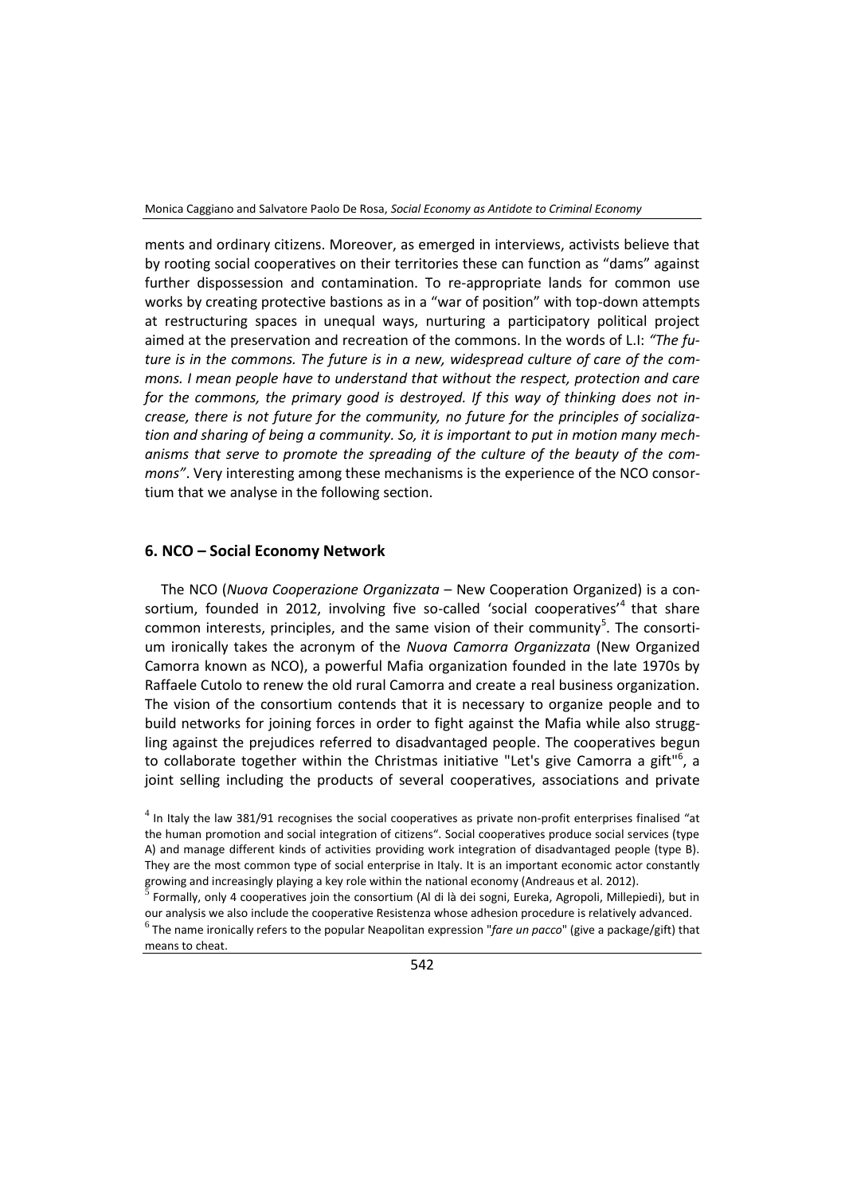ments and ordinary citizens. Moreover, as emerged in interviews, activists believe that by rooting social cooperatives on their territories these can function as "dams" against further dispossession and contamination. To re-appropriate lands for common use works by creating protective bastions as in a "war of position" with top-down attempts at restructuring spaces in unequal ways, nurturing a participatory political project aimed at the preservation and recreation of the commons. In the words of L.I: *"The future is in the commons. The future is in a new, widespread culture of care of the commons. I mean people have to understand that without the respect, protection and care for the commons, the primary good is destroyed. If this way of thinking does not increase, there is not future for the community, no future for the principles of socialization and sharing of being a community. So, it is important to put in motion many mechanisms that serve to promote the spreading of the culture of the beauty of the commons"*. Very interesting among these mechanisms is the experience of the NCO consortium that we analyse in the following section.

## 6. NCO – Social Economy Network

The NCO (*Nuova Cooperazione Organizzata* – New Cooperation Organized) is a consortium, founded in 2012, involving five so-called 'social cooperatives'[4] that share common interests, principles, and the same vision of their community[5]. The consortium ironically takes the acronym of the *Nuova Camorra Organizzata* (New Organized Camorra known as NCO), a powerful Mafia organization founded in the late 1970s by Raffaele Cutolo to renew the old rural Camorra and create a real business organization. The vision of the consortium contends that it is necessary to organize people and to build networks for joining forces in order to fight against the Mafia while also struggling against the prejudices referred to disadvantaged people. The cooperatives begun to collaborate together within the Christmas initiative "Let's give Camorra a gift"[6], a joint selling including the products of several cooperatives, associations and private

[4] In Italy the law 381/91 recognises the social cooperatives as private non-profit enterprises finalised "at the human promotion and social integration of citizens". Social cooperatives produce social services (type A) and manage different kinds of activities providing work integration of disadvantaged people (type B). They are the most common type of social enterprise in Italy. It is an important economic actor constantly growing and increasingly playing a key role within the national economy (Andreaus et al. 2012).

[5] Formally, only 4 cooperatives join the consortium (Al di là dei sogni, Eureka, Agropoli, Millepiedi), but in our analysis we also include the cooperative Resistenza whose adhesion procedure is relatively advanced.

[6] The name ironically refers to the popular Neapolitan expression "*fare un pacco*" (give a package/gift) that means to cheat.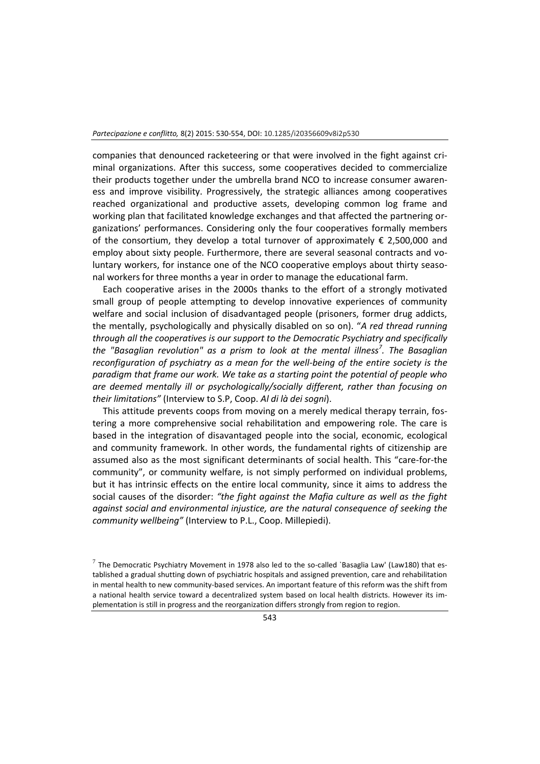companies that denounced racketeering or that were involved in the fight against criminal organizations. After this success, some cooperatives decided to commercialize their products together under the umbrella brand NCO to increase consumer awareness and improve visibility. Progressively, the strategic alliances among cooperatives reached organizational and productive assets, developing common log frame and working plan that facilitated knowledge exchanges and that affected the partnering organizations' performances. Considering only the four cooperatives formally members of the consortium, they develop a total turnover of approximately € 2,500,000 and employ about sixty people. Furthermore, there are several seasonal contracts and voluntary workers, for instance one of the NCO cooperative employs about thirty seasonal workers for three months a year in order to manage the educational farm.

Each cooperative arises in the 2000s thanks to the effort of a strongly motivated small group of people attempting to develop innovative experiences of community welfare and social inclusion of disadvantaged people (prisoners, former drug addicts, the mentally, psychologically and physically disabled on so on). "*A red thread running through all the cooperatives is our support to the Democratic Psychiatry and specifically the "Basaglian revolution" as a prism to look at the mental illness*[7]*. The Basaglian reconfiguration of psychiatry as a mean for the well-being of the entire society is the paradigm that frame our work. We take as a starting point the potential of people who are deemed mentally ill or psychologically/socially different, rather than focusing on their limitations"* (Interview to S.P, Coop. *Al di là dei sogni*).

This attitude prevents coops from moving on a merely medical therapy terrain, fostering a more comprehensive social rehabilitation and empowering role. The care is based in the integration of disavantaged people into the social, economic, ecological and community framework. In other words, the fundamental rights of citizenship are assumed also as the most significant determinants of social health. This "care-for-the community", or community welfare, is not simply performed on individual problems, but it has intrinsic effects on the entire local community, since it aims to address the social causes of the disorder: *"the fight against the Mafia culture as well as the fight against social and environmental injustice, are the natural consequence of seeking the community wellbeing"* (Interview to P.L., Coop. Millepiedi).

[7] The Democratic Psychiatry Movement in 1978 also led to the so-called `Basaglia Law' (Law180) that established a gradual shutting down of psychiatric hospitals and assigned prevention, care and rehabilitation in mental health to new community-based services. An important feature of this reform was the shift from a national health service toward a decentralized system based on local health districts. However its implementation is still in progress and the reorganization differs strongly from region to region.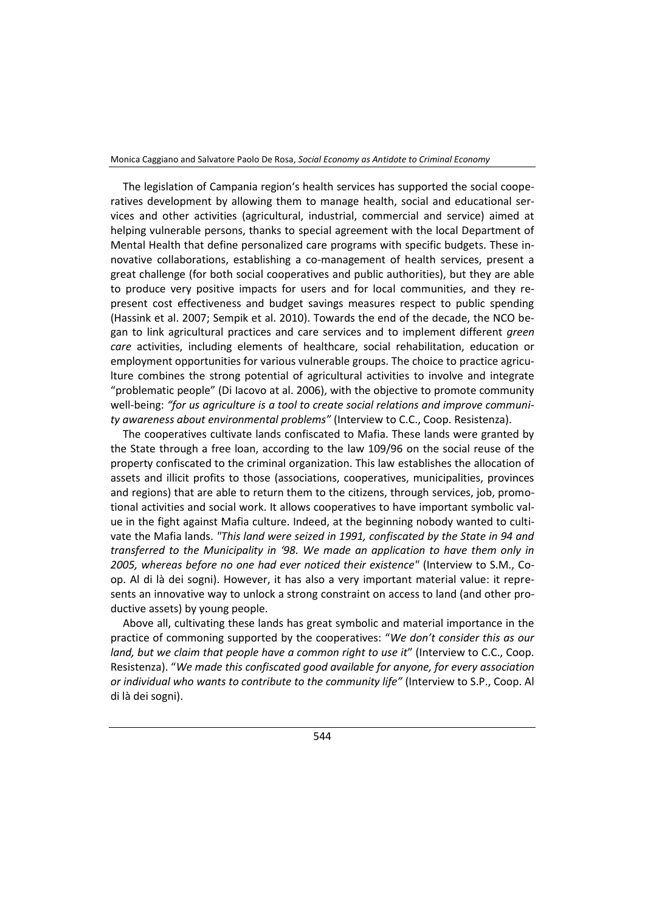The legislation of Campania region's health services has supported the social cooperatives development by allowing them to manage health, social and educational services and other activities (agricultural, industrial, commercial and service) aimed at helping vulnerable persons, thanks to special agreement with the local Department of Mental Health that define personalized care programs with specific budgets. These innovative collaborations, establishing a co-management of health services, present a great challenge (for both social cooperatives and public authorities), but they are able to produce very positive impacts for users and for local communities, and they represent cost effectiveness and budget savings measures respect to public spending (Hassink et al. 2007; Sempik et al. 2010). Towards the end of the decade, the NCO began to link agricultural practices and care services and to implement different *green care* activities, including elements of healthcare, social rehabilitation, education or employment opportunities for various vulnerable groups. The choice to practice agriculture combines the strong potential of agricultural activities to involve and integrate "problematic people" (Di Iacovo at al. 2006), with the objective to promote community well-being: *"for us agriculture is a tool to create social relations and improve community awareness about environmental problems"* (Interview to C.C., Coop. Resistenza).

The cooperatives cultivate lands confiscated to Mafia. These lands were granted by the State through a free loan, according to the law 109/96 on the social reuse of the property confiscated to the criminal organization. This law establishes the allocation of assets and illicit profits to those (associations, cooperatives, municipalities, provinces and regions) that are able to return them to the citizens, through services, job, promotional activities and social work. It allows cooperatives to have important symbolic value in the fight against Mafia culture. Indeed, at the beginning nobody wanted to cultivate the Mafia lands. *"This land were seized in 1991, confiscated by the State in 94 and transferred to the Municipality in '98. We made an application to have them only in 2005, whereas before no one had ever noticed their existence"* (Interview to S.M., Coop. Al di là dei sogni). However, it has also a very important material value: it represents an innovative way to unlock a strong constraint on access to land (and other productive assets) by young people.

Above all, cultivating these lands has great symbolic and material importance in the practice of commoning supported by the cooperatives: "*We don't consider this as our land, but we claim that people have a common right to use it*" (Interview to C.C., Coop. Resistenza). "*We made this confiscated good available for anyone, for every association or individual who wants to contribute to the community life"* (Interview to S.P., Coop. Al di là dei sogni).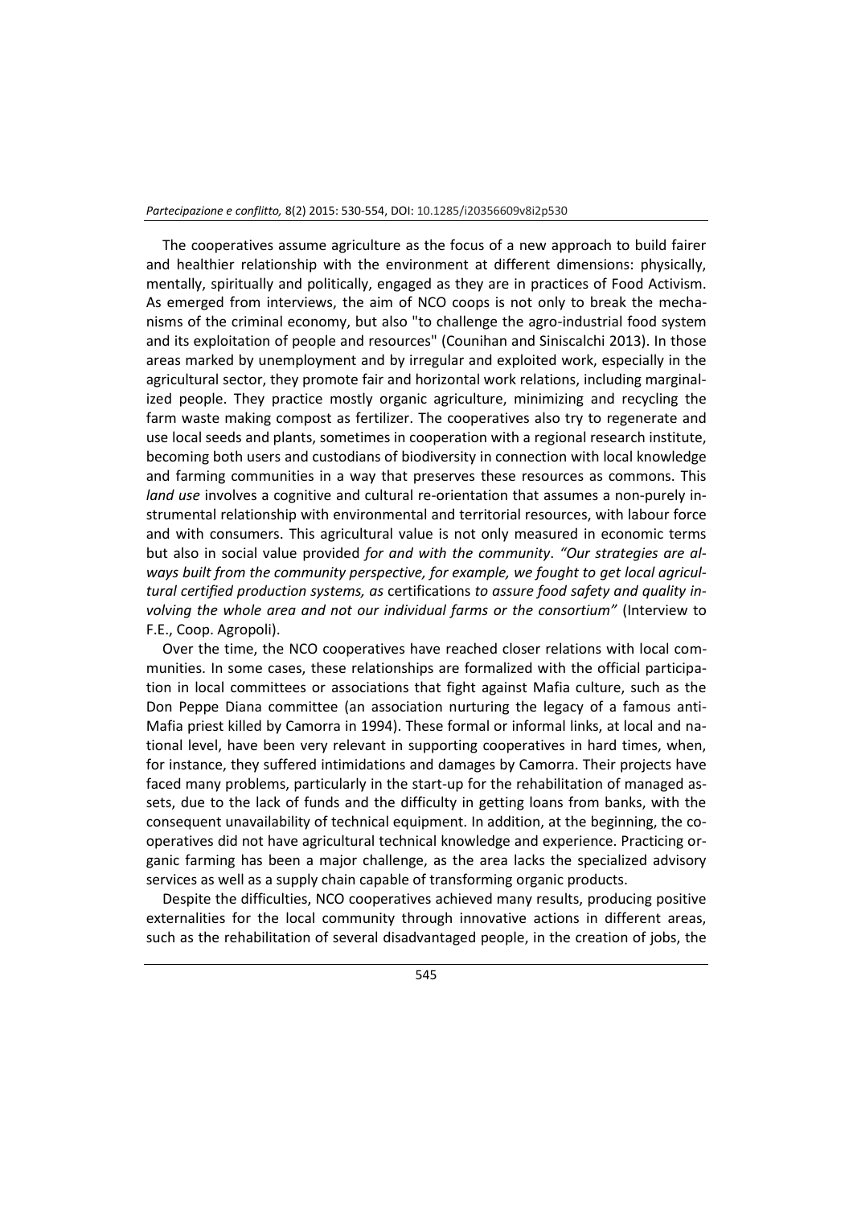The cooperatives assume agriculture as the focus of a new approach to build fairer and healthier relationship with the environment at different dimensions: physically, mentally, spiritually and politically, engaged as they are in practices of Food Activism. As emerged from interviews, the aim of NCO coops is not only to break the mechanisms of the criminal economy, but also "to challenge the agro-industrial food system and its exploitation of people and resources" (Counihan and Siniscalchi 2013). In those areas marked by unemployment and by irregular and exploited work, especially in the agricultural sector, they promote fair and horizontal work relations, including marginalized people. They practice mostly organic agriculture, minimizing and recycling the farm waste making compost as fertilizer. The cooperatives also try to regenerate and use local seeds and plants, sometimes in cooperation with a regional research institute, becoming both users and custodians of biodiversity in connection with local knowledge and farming communities in a way that preserves these resources as commons. This *land use* involves a cognitive and cultural re-orientation that assumes a non-purely instrumental relationship with environmental and territorial resources, with labour force and with consumers. This agricultural value is not only measured in economic terms but also in social value provided *for and with the community*. *"Our strategies are always built from the community perspective, for example, we fought to get local agricultural certified production systems, as* certifications *to assure food safety and quality involving the whole area and not our individual farms or the consortium"* (Interview to F.E., Coop. Agropoli).

Over the time, the NCO cooperatives have reached closer relations with local communities. In some cases, these relationships are formalized with the official participation in local committees or associations that fight against Mafia culture, such as the Don Peppe Diana committee (an association nurturing the legacy of a famous anti-Mafia priest killed by Camorra in 1994). These formal or informal links, at local and national level, have been very relevant in supporting cooperatives in hard times, when, for instance, they suffered intimidations and damages by Camorra. Their projects have faced many problems, particularly in the start-up for the rehabilitation of managed assets, due to the lack of funds and the difficulty in getting loans from banks, with the consequent unavailability of technical equipment. In addition, at the beginning, the cooperatives did not have agricultural technical knowledge and experience. Practicing organic farming has been a major challenge, as the area lacks the specialized advisory services as well as a supply chain capable of transforming organic products.

Despite the difficulties, NCO cooperatives achieved many results, producing positive externalities for the local community through innovative actions in different areas, such as the rehabilitation of several disadvantaged people, in the creation of jobs, the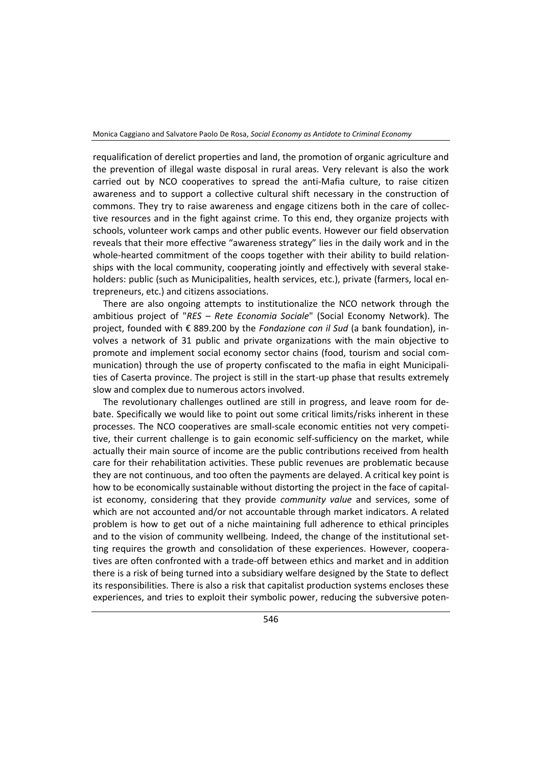requalification of derelict properties and land, the promotion of organic agriculture and the prevention of illegal waste disposal in rural areas. Very relevant is also the work carried out by NCO cooperatives to spread the anti-Mafia culture, to raise citizen awareness and to support a collective cultural shift necessary in the construction of commons. They try to raise awareness and engage citizens both in the care of collective resources and in the fight against crime. To this end, they organize projects with schools, volunteer work camps and other public events. However our field observation reveals that their more effective "awareness strategy" lies in the daily work and in the whole-hearted commitment of the coops together with their ability to build relationships with the local community, cooperating jointly and effectively with several stakeholders: public (such as Municipalities, health services, etc.), private (farmers, local entrepreneurs, etc.) and citizens associations.

There are also ongoing attempts to institutionalize the NCO network through the ambitious project of "*RES – Rete Economia Sociale*" (Social Economy Network). The project, founded with € 889.200 by the *Fondazione con il Sud* (a bank foundation), involves a network of 31 public and private organizations with the main objective to promote and implement social economy sector chains (food, tourism and social communication) through the use of property confiscated to the mafia in eight Municipalities of Caserta province. The project is still in the start-up phase that results extremely slow and complex due to numerous actors involved.

The revolutionary challenges outlined are still in progress, and leave room for debate. Specifically we would like to point out some critical limits/risks inherent in these processes. The NCO cooperatives are small-scale economic entities not very competitive, their current challenge is to gain economic self-sufficiency on the market, while actually their main source of income are the public contributions received from health care for their rehabilitation activities. These public revenues are problematic because they are not continuous, and too often the payments are delayed. A critical key point is how to be economically sustainable without distorting the project in the face of capitalist economy, considering that they provide *community value* and services, some of which are not accounted and/or not accountable through market indicators. A related problem is how to get out of a niche maintaining full adherence to ethical principles and to the vision of community wellbeing. Indeed, the change of the institutional setting requires the growth and consolidation of these experiences. However, cooperatives are often confronted with a trade-off between ethics and market and in addition there is a risk of being turned into a subsidiary welfare designed by the State to deflect its responsibilities. There is also a risk that capitalist production systems encloses these experiences, and tries to exploit their symbolic power, reducing the subversive poten-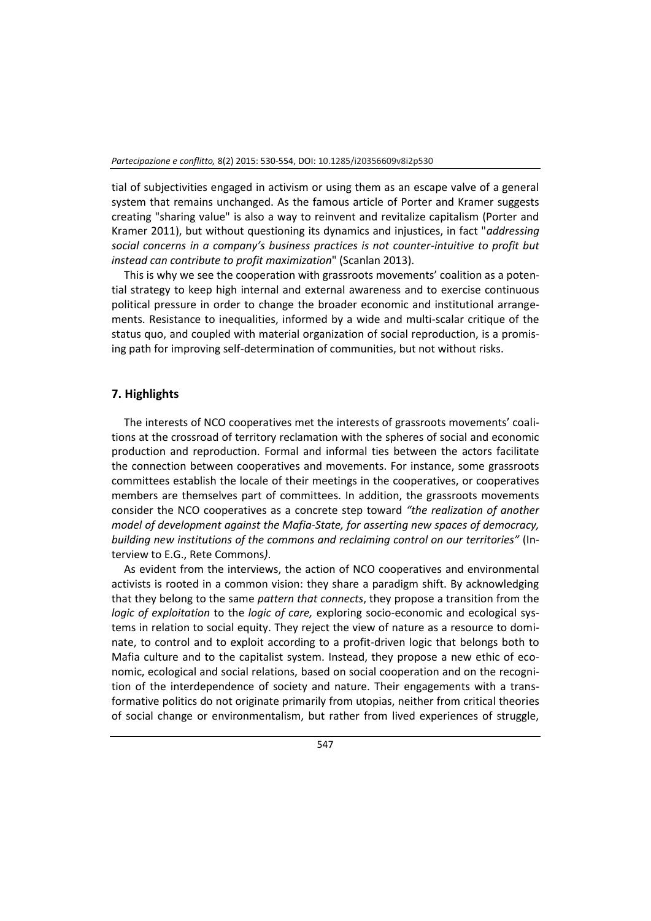tial of subjectivities engaged in activism or using them as an escape valve of a general system that remains unchanged. As the famous article of Porter and Kramer suggests creating "sharing value" is also a way to reinvent and revitalize capitalism (Porter and Kramer 2011), but without questioning its dynamics and injustices, in fact "*addressing social concerns in a company's business practices is not counter-intuitive to profit but instead can contribute to profit maximization*" (Scanlan 2013).

This is why we see the cooperation with grassroots movements' coalition as a potential strategy to keep high internal and external awareness and to exercise continuous political pressure in order to change the broader economic and institutional arrangements. Resistance to inequalities, informed by a wide and multi-scalar critique of the status quo, and coupled with material organization of social reproduction, is a promising path for improving self-determination of communities, but not without risks.

## 7. Highlights

The interests of NCO cooperatives met the interests of grassroots movements' coalitions at the crossroad of territory reclamation with the spheres of social and economic production and reproduction. Formal and informal ties between the actors facilitate the connection between cooperatives and movements. For instance, some grassroots committees establish the locale of their meetings in the cooperatives, or cooperatives members are themselves part of committees. In addition, the grassroots movements consider the NCO cooperatives as a concrete step toward *"the realization of another model of development against the Mafia-State, for asserting new spaces of democracy, building new institutions of the commons and reclaiming control on our territories"* (Interview to E.G., Rete Commons*)*.

As evident from the interviews, the action of NCO cooperatives and environmental activists is rooted in a common vision: they share a paradigm shift. By acknowledging that they belong to the same *pattern that connects*, they propose a transition from the *logic of exploitation* to the *logic of care,* exploring socio-economic and ecological systems in relation to social equity. They reject the view of nature as a resource to dominate, to control and to exploit according to a profit-driven logic that belongs both to Mafia culture and to the capitalist system. Instead, they propose a new ethic of economic, ecological and social relations, based on social cooperation and on the recognition of the interdependence of society and nature. Their engagements with a transformative politics do not originate primarily from utopias, neither from critical theories of social change or environmentalism, but rather from lived experiences of struggle,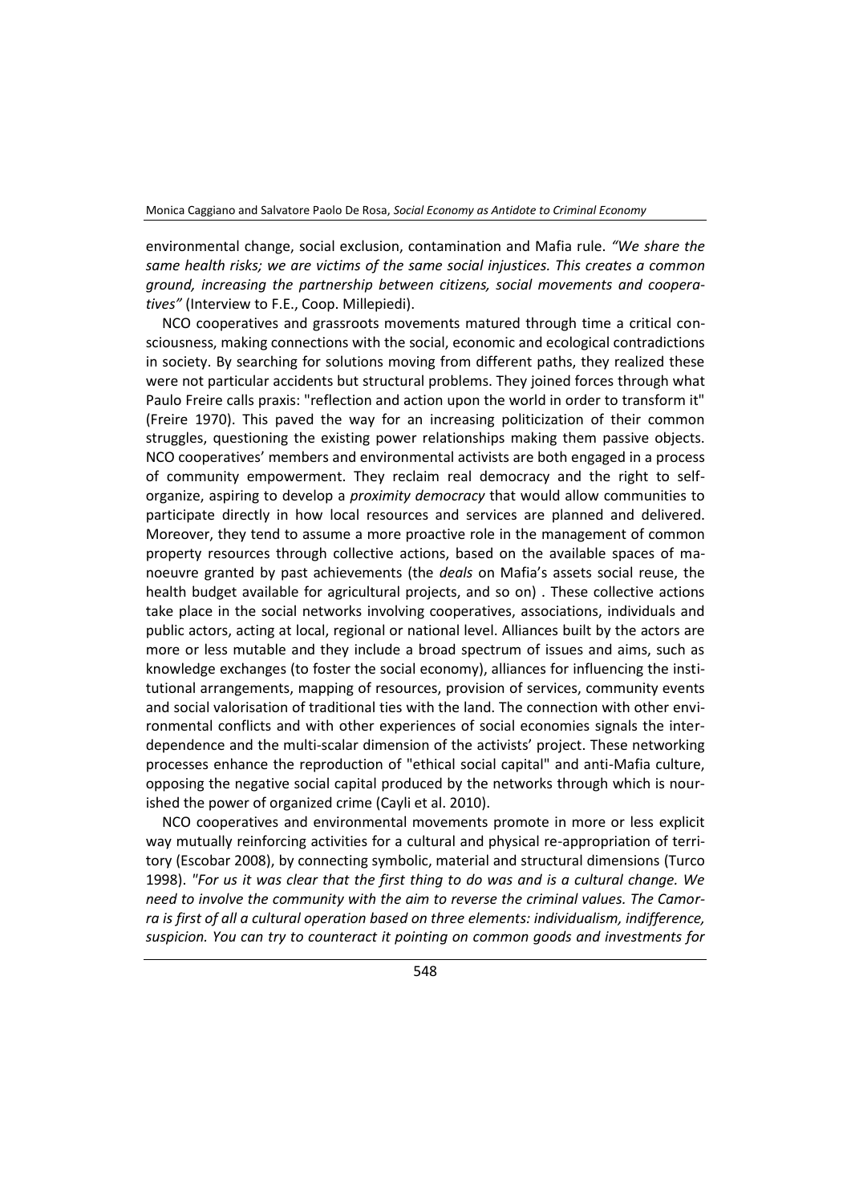environmental change, social exclusion, contamination and Mafia rule. *"We share the same health risks; we are victims of the same social injustices. This creates a common ground, increasing the partnership between citizens, social movements and cooperatives"* (Interview to F.E., Coop. Millepiedi).

NCO cooperatives and grassroots movements matured through time a critical consciousness, making connections with the social, economic and ecological contradictions in society. By searching for solutions moving from different paths, they realized these were not particular accidents but structural problems. They joined forces through what Paulo Freire calls praxis: "reflection and action upon the world in order to transform it" (Freire 1970). This paved the way for an increasing politicization of their common struggles, questioning the existing power relationships making them passive objects. NCO cooperatives' members and environmental activists are both engaged in a process of community empowerment. They reclaim real democracy and the right to self-organize, aspiring to develop a *proximity democracy* that would allow communities to participate directly in how local resources and services are planned and delivered. Moreover, they tend to assume a more proactive role in the management of common property resources through collective actions, based on the available spaces of manoeuvre granted by past achievements (the *deals* on Mafia's assets social reuse, the health budget available for agricultural projects, and so on) . These collective actions take place in the social networks involving cooperatives, associations, individuals and public actors, acting at local, regional or national level. Alliances built by the actors are more or less mutable and they include a broad spectrum of issues and aims, such as knowledge exchanges (to foster the social economy), alliances for influencing the institutional arrangements, mapping of resources, provision of services, community events and social valorisation of traditional ties with the land. The connection with other environmental conflicts and with other experiences of social economies signals the interdependence and the multi-scalar dimension of the activists' project. These networking processes enhance the reproduction of "ethical social capital" and anti-Mafia culture, opposing the negative social capital produced by the networks through which is nourished the power of organized crime (Cayli et al. 2010).

NCO cooperatives and environmental movements promote in more or less explicit way mutually reinforcing activities for a cultural and physical re-appropriation of territory (Escobar 2008), by connecting symbolic, material and structural dimensions (Turco 1998). *"For us it was clear that the first thing to do was and is a cultural change. We need to involve the community with the aim to reverse the criminal values. The Camorra is first of all a cultural operation based on three elements: individualism, indifference, suspicion. You can try to counteract it pointing on common goods and investments for*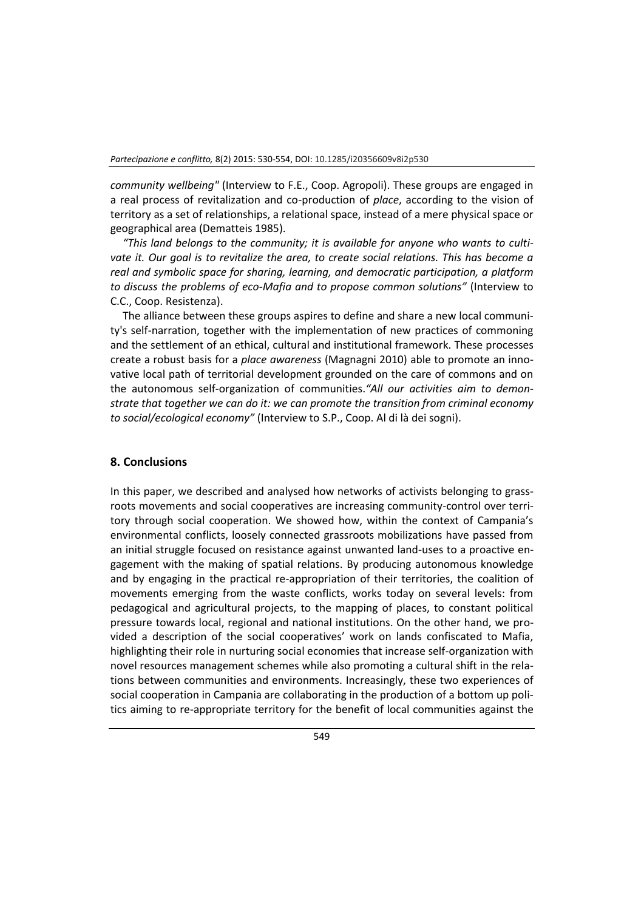*community wellbeing"* (Interview to F.E., Coop. Agropoli). These groups are engaged in a real process of revitalization and co-production of *place*, according to the vision of territory as a set of relationships, a relational space, instead of a mere physical space or geographical area (Dematteis 1985).

*"This land belongs to the community; it is available for anyone who wants to cultivate it. Our goal is to revitalize the area, to create social relations. This has become a real and symbolic space for sharing, learning, and democratic participation, a platform to discuss the problems of eco-Mafia and to propose common solutions"* (Interview to C.C., Coop. Resistenza).

The alliance between these groups aspires to define and share a new local community's self-narration, together with the implementation of new practices of commoning and the settlement of an ethical, cultural and institutional framework. These processes create a robust basis for a *place awareness* (Magnagni 2010) able to promote an innovative local path of territorial development grounded on the care of commons and on the autonomous self-organization of communities.*"All our activities aim to demonstrate that together we can do it: we can promote the transition from criminal economy to social/ecological economy"* (Interview to S.P., Coop. Al di là dei sogni).

## 8. Conclusions

In this paper, we described and analysed how networks of activists belonging to grassroots movements and social cooperatives are increasing community-control over territory through social cooperation. We showed how, within the context of Campania's environmental conflicts, loosely connected grassroots mobilizations have passed from an initial struggle focused on resistance against unwanted land-uses to a proactive engagement with the making of spatial relations. By producing autonomous knowledge and by engaging in the practical re-appropriation of their territories, the coalition of movements emerging from the waste conflicts, works today on several levels: from pedagogical and agricultural projects, to the mapping of places, to constant political pressure towards local, regional and national institutions. On the other hand, we provided a description of the social cooperatives' work on lands confiscated to Mafia, highlighting their role in nurturing social economies that increase self-organization with novel resources management schemes while also promoting a cultural shift in the relations between communities and environments. Increasingly, these two experiences of social cooperation in Campania are collaborating in the production of a bottom up politics aiming to re-appropriate territory for the benefit of local communities against the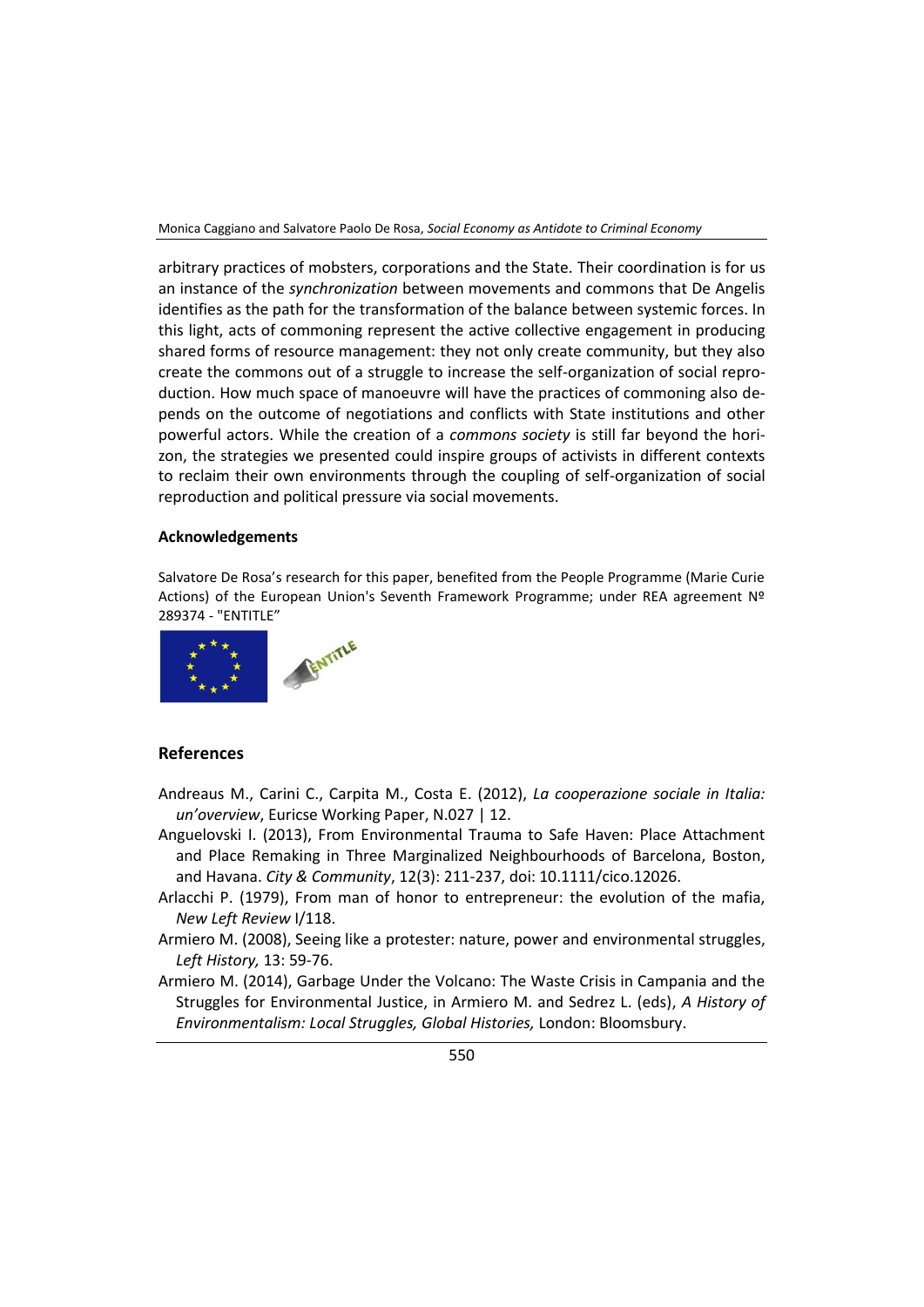arbitrary practices of mobsters, corporations and the State. Their coordination is for us an instance of the *synchronization* between movements and commons that De Angelis identifies as the path for the transformation of the balance between systemic forces. In this light, acts of commoning represent the active collective engagement in producing shared forms of resource management: they not only create community, but they also create the commons out of a struggle to increase the self-organization of social reproduction. How much space of manoeuvre will have the practices of commoning also depends on the outcome of negotiations and conflicts with State institutions and other powerful actors. While the creation of a *commons society* is still far beyond the horizon, the strategies we presented could inspire groups of activists in different contexts to reclaim their own environments through the coupling of self-organization of social reproduction and political pressure via social movements.

### Acknowledgements

Salvatore De Rosa's research for this paper, benefited from the People Programme (Marie Curie Actions) of the European Union's Seventh Framework Programme; under REA agreement Nº 289374 - "ENTITLE"

## References

Andreaus M., Carini C., Carpita M., Costa E. (2012), *La cooperazione sociale in Italia: un'overview*, Euricse Working Paper, N.027 | 12.

Anguelovski I. (2013), From Environmental Trauma to Safe Haven: Place Attachment and Place Remaking in Three Marginalized Neighbourhoods of Barcelona, Boston, and Havana. *City & Community*, 12(3): 211-237, doi: 10.1111/cico.12026.

Arlacchi P. (1979), From man of honor to entrepreneur: the evolution of the mafia, *New Left Review* I/118.

Armiero M. (2008), Seeing like a protester: nature, power and environmental struggles, *Left History,* 13: 59-76.

Armiero M. (2014), Garbage Under the Volcano: The Waste Crisis in Campania and the Struggles for Environmental Justice, in Armiero M. and Sedrez L. (eds), *A History of Environmentalism: Local Struggles, Global Histories,* London: Bloomsbury.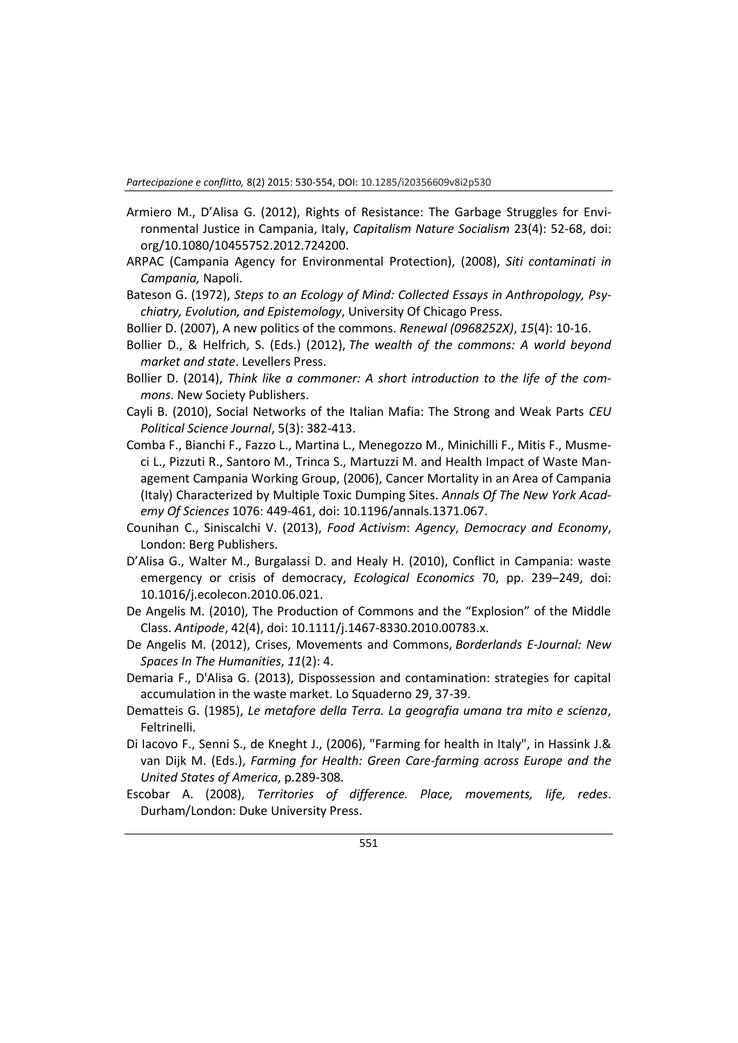Armiero M., D'Alisa G. (2012), Rights of Resistance: The Garbage Struggles for Environmental Justice in Campania, Italy, *Capitalism Nature Socialism* 23(4): 52-68, doi: org/10.1080/10455752.2012.724200.

ARPAC (Campania Agency for Environmental Protection), (2008), *Siti contaminati in Campania,* Napoli.

Bateson G. (1972), *Steps to an Ecology of Mind: Collected Essays in Anthropology, Psychiatry, Evolution, and Epistemology*, University Of Chicago Press.

Bollier D. (2007), A new politics of the commons. *Renewal (0968252X)*, *15*(4): 10-16.

Bollier D., & Helfrich, S. (Eds.) (2012), *The wealth of the commons: A world beyond market and state*. Levellers Press.

Bollier D. (2014), *Think like a commoner: A short introduction to the life of the commons*. New Society Publishers.

Cayli B. (2010), Social Networks of the Italian Mafia: The Strong and Weak Parts *CEU Political Science Journal*, 5(3): 382-413.

Comba F., Bianchi F., Fazzo L., Martina L., Menegozzo M., Minichilli F., Mitis F., Musmeci L., Pizzuti R., Santoro M., Trinca S., Martuzzi M. and Health Impact of Waste Management Campania Working Group, (2006), Cancer Mortality in an Area of Campania (Italy) Characterized by Multiple Toxic Dumping Sites. *Annals Of The New York Academy Of Sciences* 1076: 449-461, doi: 10.1196/annals.1371.067.

Counihan C., Siniscalchi V. (2013), *Food Activism*: *Agency*, *Democracy and Economy*, London: Berg Publishers.

D'Alisa G., Walter M., Burgalassi D. and Healy H. (2010), Conflict in Campania: waste emergency or crisis of democracy, *Ecological Economics* 70, pp. 239–249, doi: 10.1016/j.ecolecon.2010.06.021.

De Angelis M. (2010), The Production of Commons and the "Explosion" of the Middle Class. *Antipode*, 42(4), doi: 10.1111/j.1467-8330.2010.00783.x.

De Angelis M. (2012), Crises, Movements and Commons, *Borderlands E-Journal: New Spaces In The Humanities*, *11*(2): 4.

Demaria F., D'Alisa G. (2013), Dispossession and contamination: strategies for capital accumulation in the waste market. Lo Squaderno 29, 37-39.

Dematteis G. (1985), *Le metafore della Terra. La geografia umana tra mito e scienza*, Feltrinelli.

Di Iacovo F., Senni S., de Kneght J., (2006), "Farming for health in Italy", in Hassink J.& van Dijk M. (Eds.), *Farming for Health: Green Care-farming across Europe and the United States of America*, p.289-308.

Escobar A. (2008), *Territories of difference. Place, movements, life, redes*. Durham/London: Duke University Press.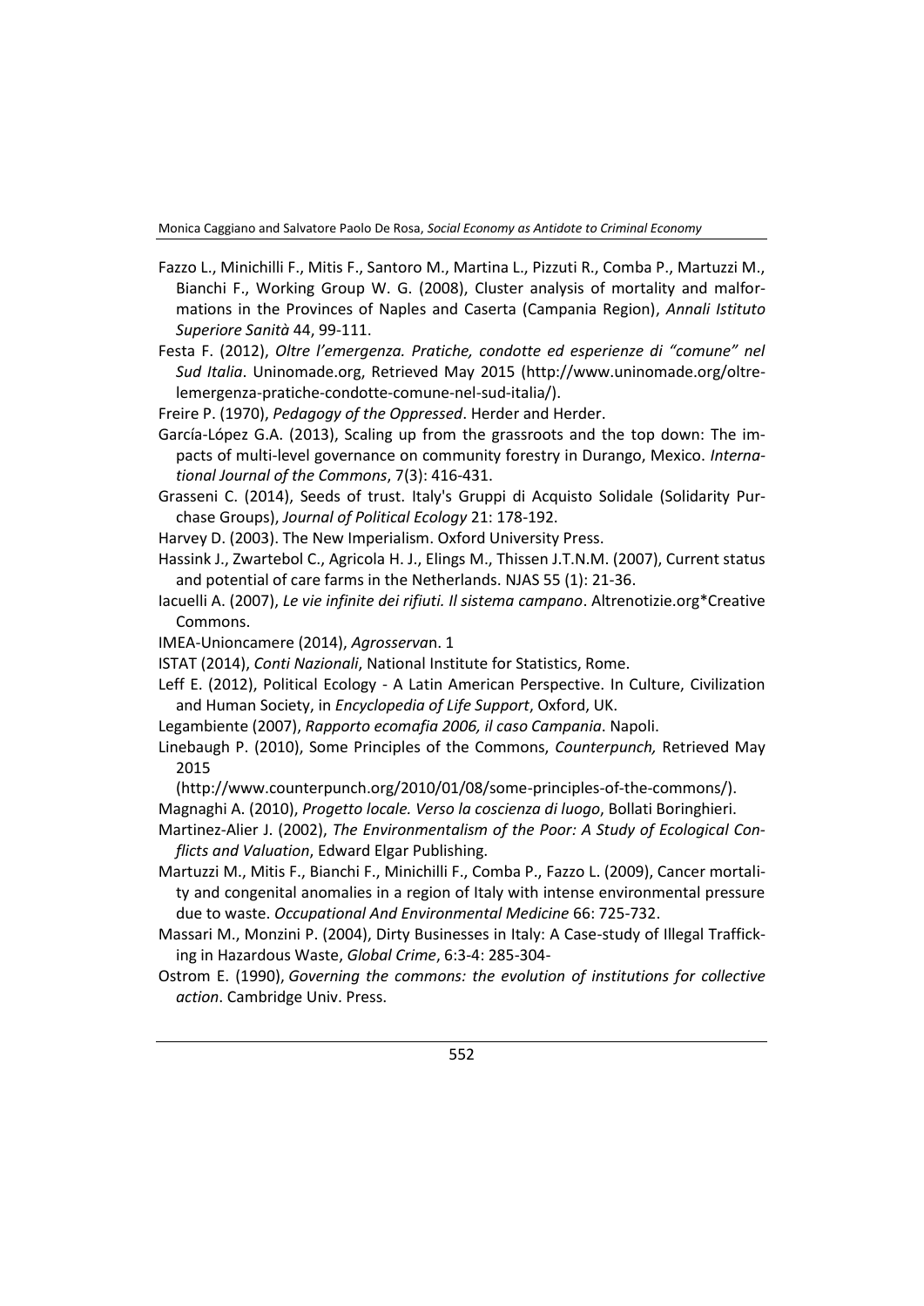Fazzo L., Minichilli F., Mitis F., Santoro M., Martina L., Pizzuti R., Comba P., Martuzzi M., Bianchi F., Working Group W. G. (2008), Cluster analysis of mortality and malformations in the Provinces of Naples and Caserta (Campania Region), *Annali Istituto Superiore Sanità* 44, 99-111.

Festa F. (2012), *Oltre l'emergenza. Pratiche, condotte ed esperienze di "comune" nel Sud Italia*. Uninomade.org, Retrieved May 2015 (http://www.uninomade.org/oltre-lemergenza-pratiche-condotte-comune-nel-sud-italia/).

Freire P. (1970), *Pedagogy of the Oppressed*. Herder and Herder.

García-López G.A. (2013), Scaling up from the grassroots and the top down: The impacts of multi-level governance on community forestry in Durango, Mexico. *International Journal of the Commons*, 7(3): 416-431.

Grasseni C. (2014), Seeds of trust. Italy's Gruppi di Acquisto Solidale (Solidarity Purchase Groups), *Journal of Political Ecology* 21: 178-192.

Harvey D. (2003). The New Imperialism. Oxford University Press.

Hassink J., Zwartebol C., Agricola H. J., Elings M., Thissen J.T.N.M. (2007), Current status and potential of care farms in the Netherlands. NJAS 55 (1): 21-36.

Iacuelli A. (2007), *Le vie infinite dei rifiuti. Il sistema campano*. Altrenotizie.org*Creative Commons.

IMEA-Unioncamere (2014), *Agrosserva*n. 1

ISTAT (2014), *Conti Nazionali*, National Institute for Statistics, Rome.

Leff E. (2012), Political Ecology - A Latin American Perspective. In Culture, Civilization and Human Society, in *Encyclopedia of Life Support*, Oxford, UK.

Legambiente (2007), *Rapporto ecomafia 2006, il caso Campania*. Napoli.

Linebaugh P. (2010), Some Principles of the Commons, *Counterpunch,* Retrieved May 2015 (http://www.counterpunch.org/2010/01/08/some-principles-of-the-commons/).

Magnaghi A. (2010), *Progetto locale. Verso la coscienza di luogo*, Bollati Boringhieri.

Martinez-Alier J. (2002), *The Environmentalism of the Poor: A Study of Ecological Conflicts and Valuation*, Edward Elgar Publishing.

Martuzzi M., Mitis F., Bianchi F., Minichilli F., Comba P., Fazzo L. (2009), Cancer mortality and congenital anomalies in a region of Italy with intense environmental pressure due to waste. *Occupational And Environmental Medicine* 66: 725-732.

Massari M., Monzini P. (2004), Dirty Businesses in Italy: A Case-study of Illegal Trafficking in Hazardous Waste, *Global Crime*, 6:3-4: 285-304-

Ostrom E. (1990), *Governing the commons: the evolution of institutions for collective action*. Cambridge Univ. Press.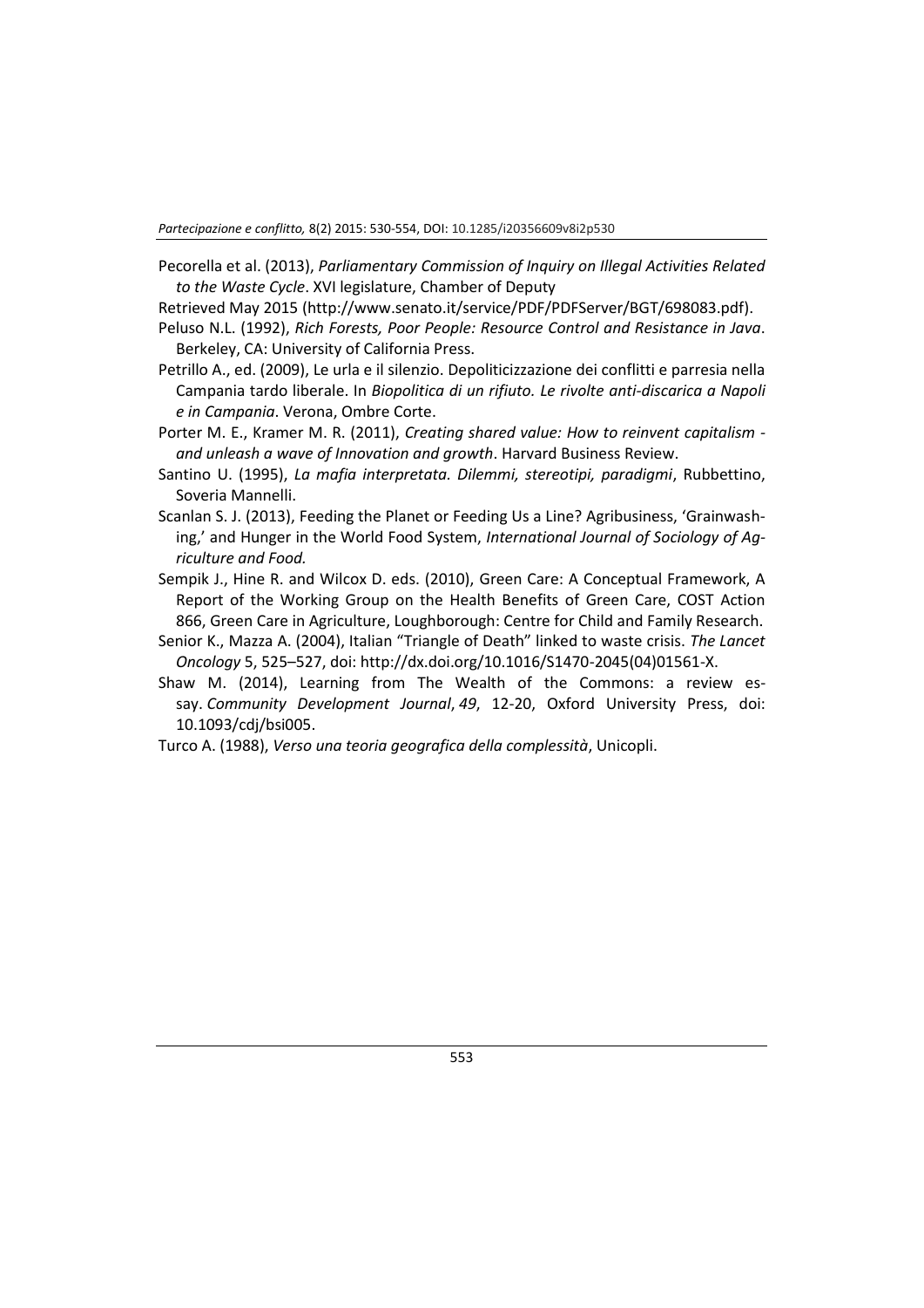Pecorella et al. (2013), *Parliamentary Commission of Inquiry on Illegal Activities Related to the Waste Cycle*. XVI legislature, Chamber of Deputy

Retrieved May 2015 (http://www.senato.it/service/PDF/PDFServer/BGT/698083.pdf).

Peluso N.L. (1992), *Rich Forests, Poor People: Resource Control and Resistance in Java*. Berkeley, CA: University of California Press.

Petrillo A., ed. (2009), Le urla e il silenzio. Depoliticizzazione dei conflitti e parresia nella Campania tardo liberale. In *Biopolitica di un rifiuto. Le rivolte anti-discarica a Napoli e in Campania*. Verona, Ombre Corte.

Porter M. E., Kramer M. R. (2011), *Creating shared value: How to reinvent capitalism - and unleash a wave of Innovation and growth*. Harvard Business Review.

Santino U. (1995), *La mafia interpretata. Dilemmi, stereotipi, paradigmi*, Rubbettino, Soveria Mannelli.

Scanlan S. J. (2013), Feeding the Planet or Feeding Us a Line? Agribusiness, 'Grainwashing,' and Hunger in the World Food System, *International Journal of Sociology of Agriculture and Food.*

Sempik J., Hine R. and Wilcox D. eds. (2010), Green Care: A Conceptual Framework, A Report of the Working Group on the Health Benefits of Green Care, COST Action 866, Green Care in Agriculture, Loughborough: Centre for Child and Family Research.

Senior K., Mazza A. (2004), Italian "Triangle of Death" linked to waste crisis. *The Lancet Oncology* 5, 525–527, doi: http://dx.doi.org/10.1016/S1470-2045(04)01561-X.

Shaw M. (2014), Learning from The Wealth of the Commons: a review essay. *Community Development Journal*, *49*, 12-20, Oxford University Press, doi: 10.1093/cdj/bsi005.

Turco A. (1988), *Verso una teoria geografica della complessità*, Unicopli.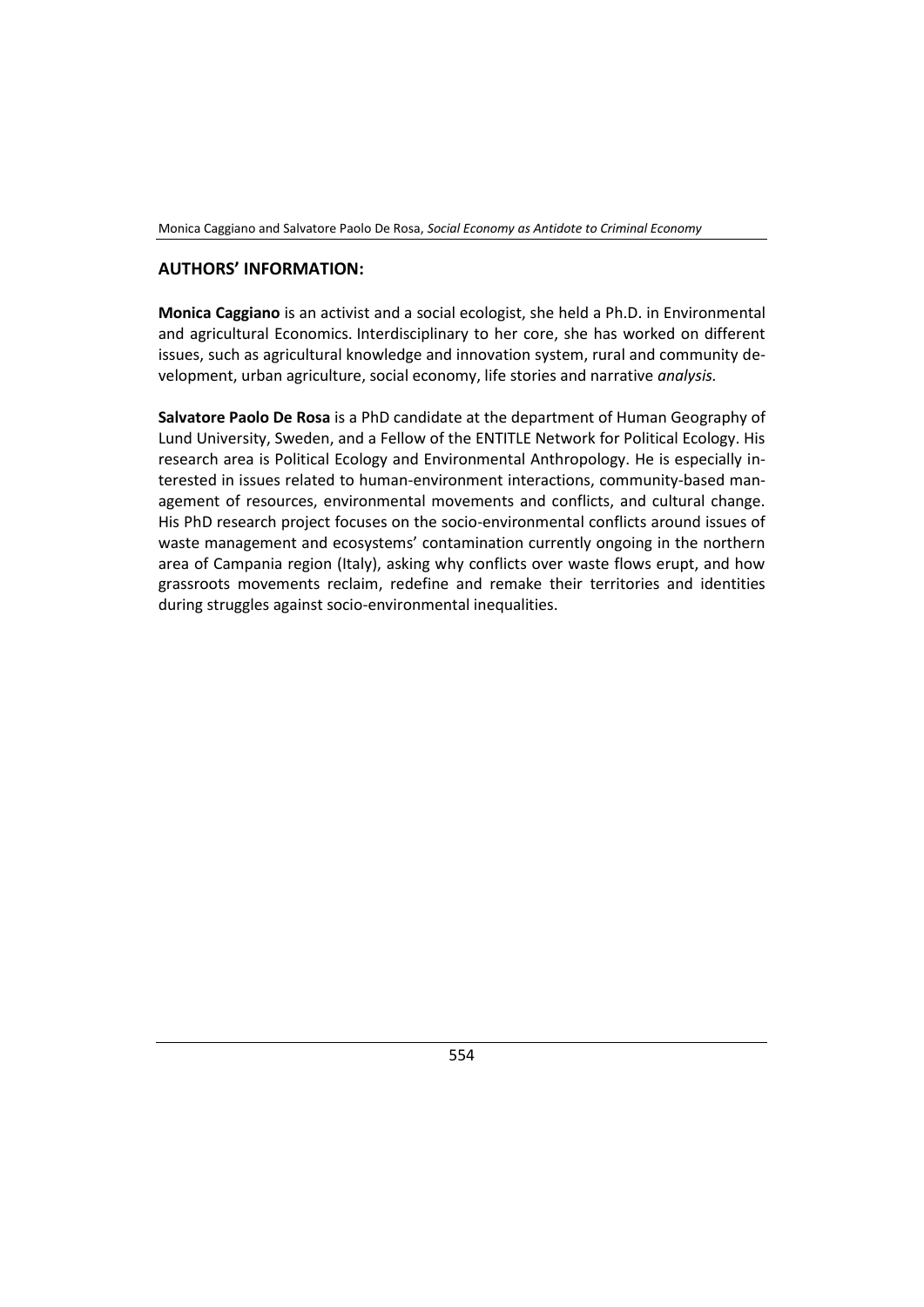## AUTHORS' INFORMATION:

**Monica Caggiano** is an activist and a social ecologist, she held a Ph.D. in Environmental and agricultural Economics. Interdisciplinary to her core, she has worked on different issues, such as agricultural knowledge and innovation system, rural and community development, urban agriculture, social economy, life stories and narrative *analysis.*

**Salvatore Paolo De Rosa** is a PhD candidate at the department of Human Geography of Lund University, Sweden, and a Fellow of the ENTITLE Network for Political Ecology. His research area is Political Ecology and Environmental Anthropology. He is especially interested in issues related to human-environment interactions, community-based management of resources, environmental movements and conflicts, and cultural change. His PhD research project focuses on the socio-environmental conflicts around issues of waste management and ecosystems' contamination currently ongoing in the northern area of Campania region (Italy), asking why conflicts over waste flows erupt, and how grassroots movements reclaim, redefine and remake their territories and identities during struggles against socio-environmental inequalities.